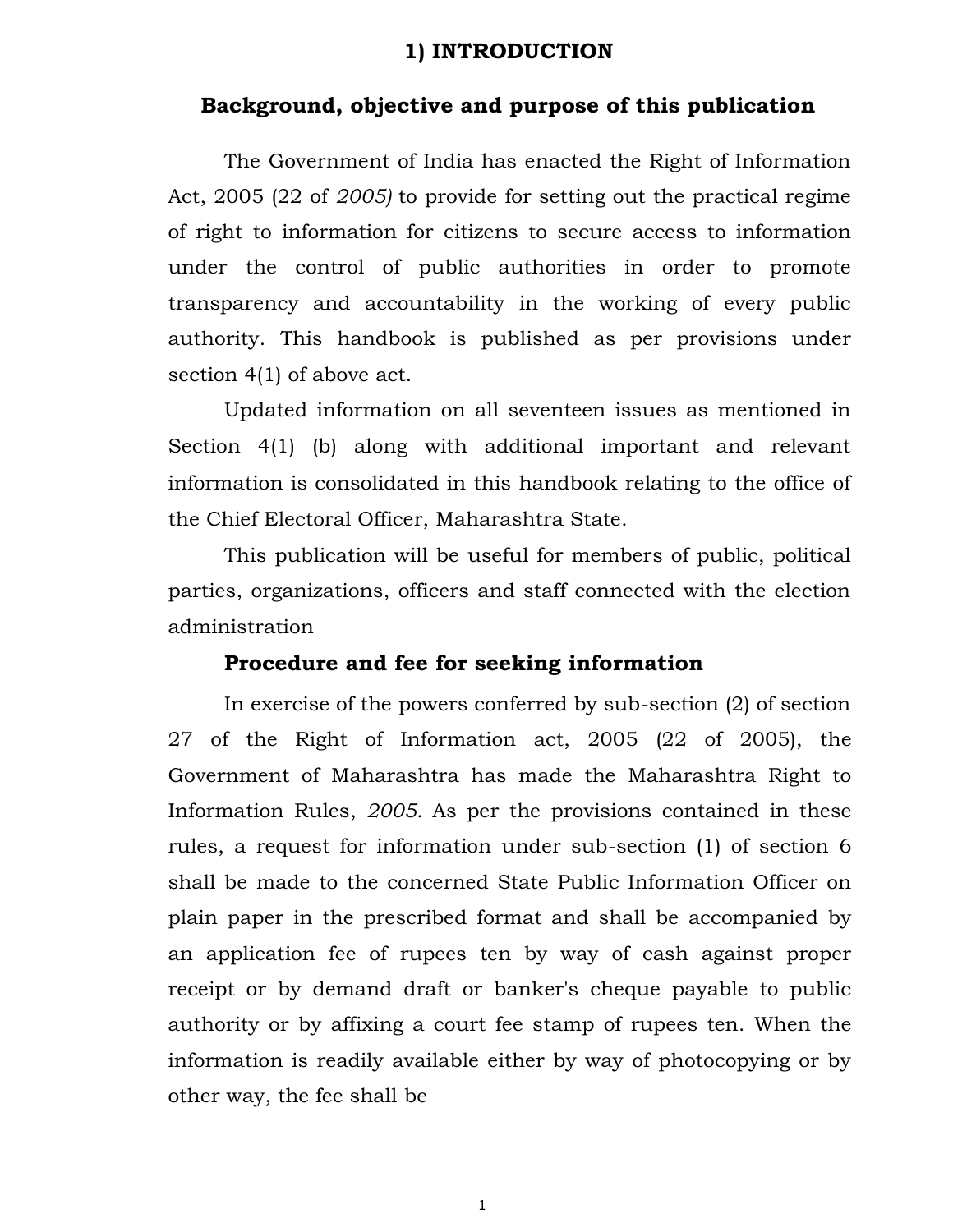# 1) INTRODUCTION

## Background, objective and purpose of this publication

The Government of India has enacted the Right of Information Act, 2005 (22 of *2005)* to provide for setting out the practical regime of right to information for citizens to secure access to information under the control of public authorities in order to promote transparency and accountability in the working of every public authority. This handbook is published as per provisions under section 4(1) of above act.

Updated information on all seventeen issues as mentioned in Section 4(1) (b) along with additional important and relevant information is consolidated in this handbook relating to the office of the Chief Electoral Officer, Maharashtra State.

This publication will be useful for members of public, political parties, organizations, officers and staff connected with the election administration

## Procedure and fee for seeking information

In exercise of the powers conferred by sub-section (2) of section 27 of the Right of Information act, 2005 (22 of 2005), the Government of Maharashtra has made the Maharashtra Right to Information Rules, *2005.* As per the provisions contained in these rules, a request for information under sub-section (1) of section 6 shall be made to the concerned State Public Information Officer on plain paper in the prescribed format and shall be accompanied by an application fee of rupees ten by way of cash against proper receipt or by demand draft or banker's cheque payable to public authority or by affixing a court fee stamp of rupees ten. When the information is readily available either by way of photocopying or by other way, the fee shall be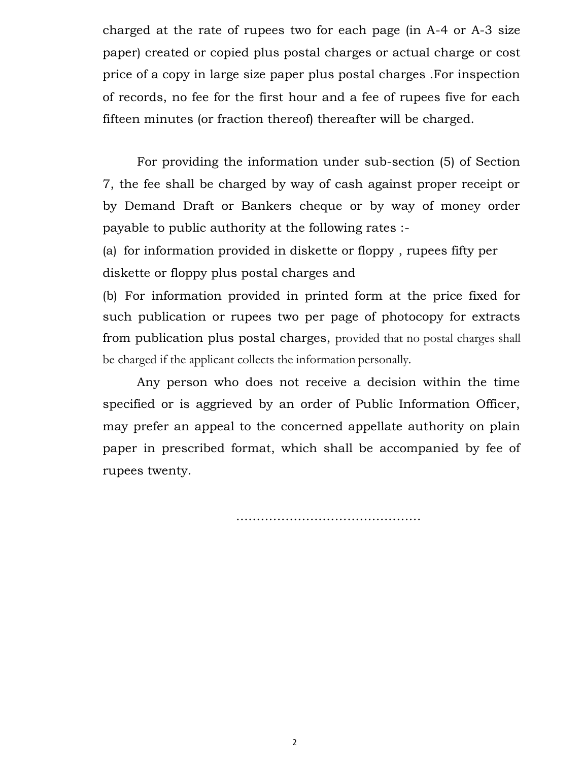charged at the rate of rupees two for each page (in A-4 or A-3 size paper) created or copied plus postal charges or actual charge or cost price of a copy in large size paper plus postal charges .For inspection of records, no fee for the first hour and a fee of rupees five for each fifteen minutes (or fraction thereof) thereafter will be charged.

For providing the information under sub-section (5) of Section 7, the fee shall be charged by way of cash against proper receipt or by Demand Draft or Bankers cheque or by way of money order payable to public authority at the following rates :-

(a) for information provided in diskette or floppy , rupees fifty per diskette or floppy plus postal charges and

(b) For information provided in printed form at the price fixed for such publication or rupees two per page of photocopy for extracts from publication plus postal charges, provided that no postal charges shall be charged if the applicant collects the information personally.

Any person who does not receive a decision within the time specified or is aggrieved by an order of Public Information Officer, may prefer an appeal to the concerned appellate authority on plain paper in prescribed format, which shall be accompanied by fee of rupees twenty.

…………………………………….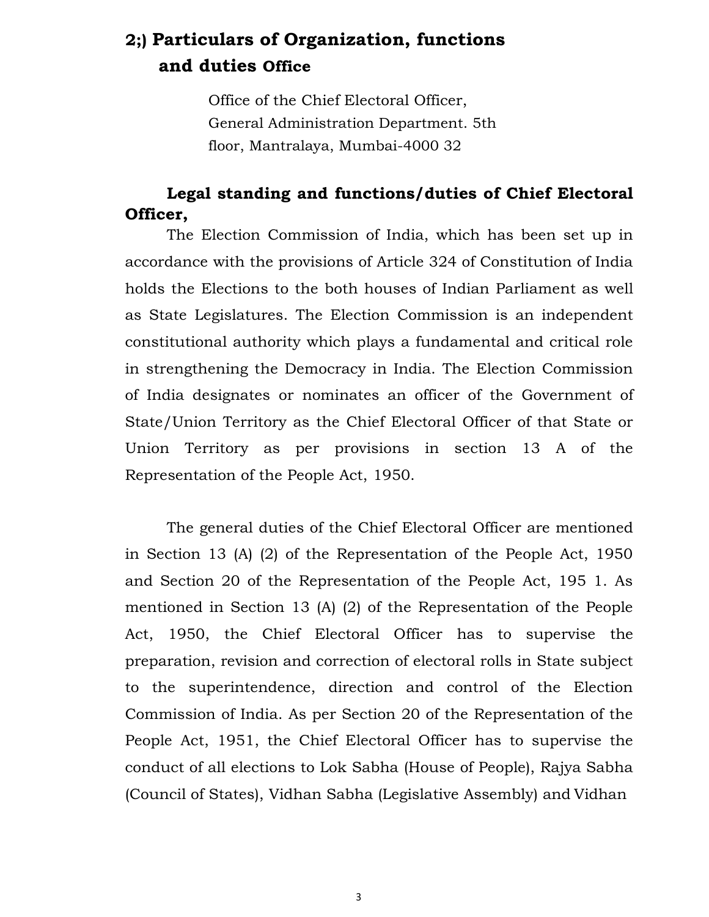## 2;) Particulars of Organization, functions and duties Office

Office of the Chief Electoral Officer,
General Administration Department. 5th floor, Mantralaya, Mumbai-4000 32

**Legal standing and functions/duties of Chief Electoral Officer,**

The Election Commission of India, which has been set up in accordance with the provisions of Article 324 of Constitution of India holds the Elections to the both houses of Indian Parliament as well as State Legislatures. The Election Commission is an independent constitutional authority which plays a fundamental and critical role in strengthening the Democracy in India. The Election Commission of India designates or nominates an officer of the Government of State/Union Territory as the Chief Electoral Officer of that State or Union Territory as per provisions in section 13 A of the Representation of the People Act, 1950.

The general duties of the Chief Electoral Officer are mentioned in Section 13 (A) (2) of the Representation of the People Act, 1950 and Section 20 of the Representation of the People Act, 195 1. As mentioned in Section 13 (A) (2) of the Representation of the People Act, 1950, the Chief Electoral Officer has to supervise the preparation, revision and correction of electoral rolls in State subject to the superintendence, direction and control of the Election Commission of India. As per Section 20 of the Representation of the People Act, 1951, the Chief Electoral Officer has to supervise the conduct of all elections to Lok Sabha (House of People), Rajya Sabha (Council of States), Vidhan Sabha (Legislative Assembly) and Vidhan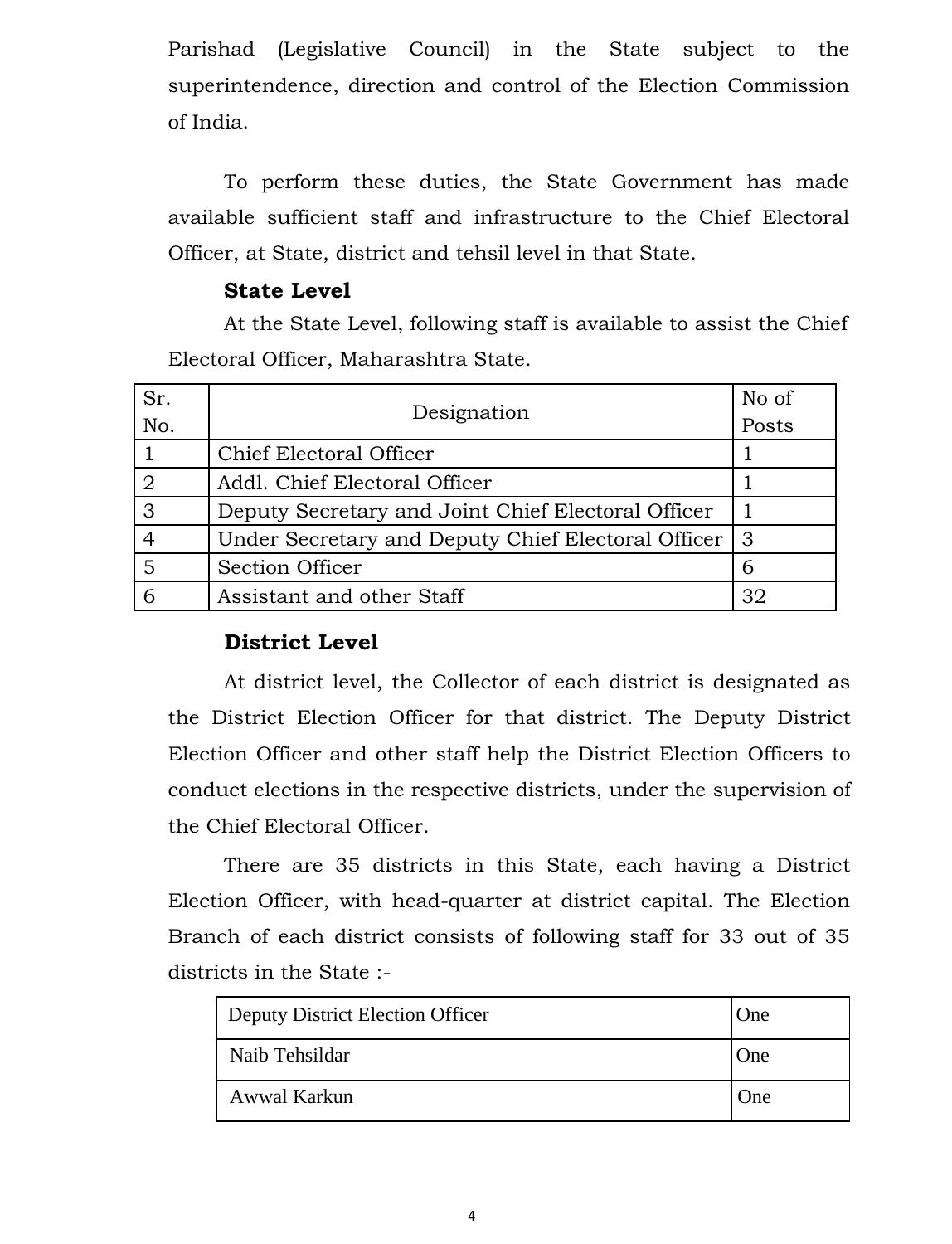Parishad (Legislative Council) in the State subject to the superintendence, direction and control of the Election Commission of India.

To perform these duties, the State Government has made available sufficient staff and infrastructure to the Chief Electoral Officer, at State, district and tehsil level in that State.

### State Level

At the State Level, following staff is available to assist the Chief Electoral Officer, Maharashtra State.

| Sr. No. | Designation | No of Posts |
|---|---|---|
| 1 | Chief Electoral Officer | 1 |
| 2 | Addl. Chief Electoral Officer | 1 |
| 3 | Deputy Secretary and Joint Chief Electoral Officer | 1 |
| 4 | Under Secretary and Deputy Chief Electoral Officer | 3 |
| 5 | Section Officer | 6 |
| 6 | Assistant and other Staff | 32 |

### District Level

At district level, the Collector of each district is designated as the District Election Officer for that district. The Deputy District Election Officer and other staff help the District Election Officers to conduct elections in the respective districts, under the supervision of the Chief Electoral Officer.

There are 35 districts in this State, each having a District Election Officer, with head-quarter at district capital. The Election Branch of each district consists of following staff for 33 out of 35 districts in the State :-

| | |
|---|---|
| Deputy District Election Officer | One |
| Naib Tehsildar | One |
| Awwal Karkun | One |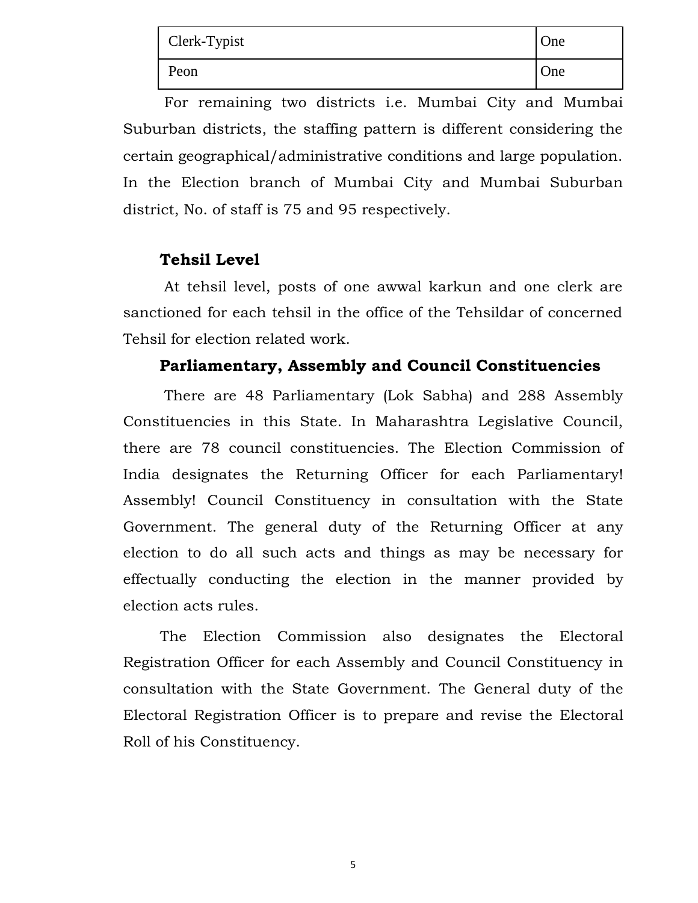| | |
|---|---|
| Clerk-Typist | One |
| Peon | One |

For remaining two districts i.e. Mumbai City and Mumbai Suburban districts, the staffing pattern is different considering the certain geographical/administrative conditions and large population. In the Election branch of Mumbai City and Mumbai Suburban district, No. of staff is 75 and 95 respectively.

### Tehsil Level

At tehsil level, posts of one awwal karkun and one clerk are sanctioned for each tehsil in the office of the Tehsildar of concerned Tehsil for election related work.

### Parliamentary, Assembly and Council Constituencies

There are 48 Parliamentary (Lok Sabha) and 288 Assembly Constituencies in this State. In Maharashtra Legislative Council, there are 78 council constituencies. The Election Commission of India designates the Returning Officer for each Parliamentary! Assembly! Council Constituency in consultation with the State Government. The general duty of the Returning Officer at any election to do all such acts and things as may be necessary for effectually conducting the election in the manner provided by election acts rules.

The Election Commission also designates the Electoral Registration Officer for each Assembly and Council Constituency in consultation with the State Government. The General duty of the Electoral Registration Officer is to prepare and revise the Electoral Roll of his Constituency.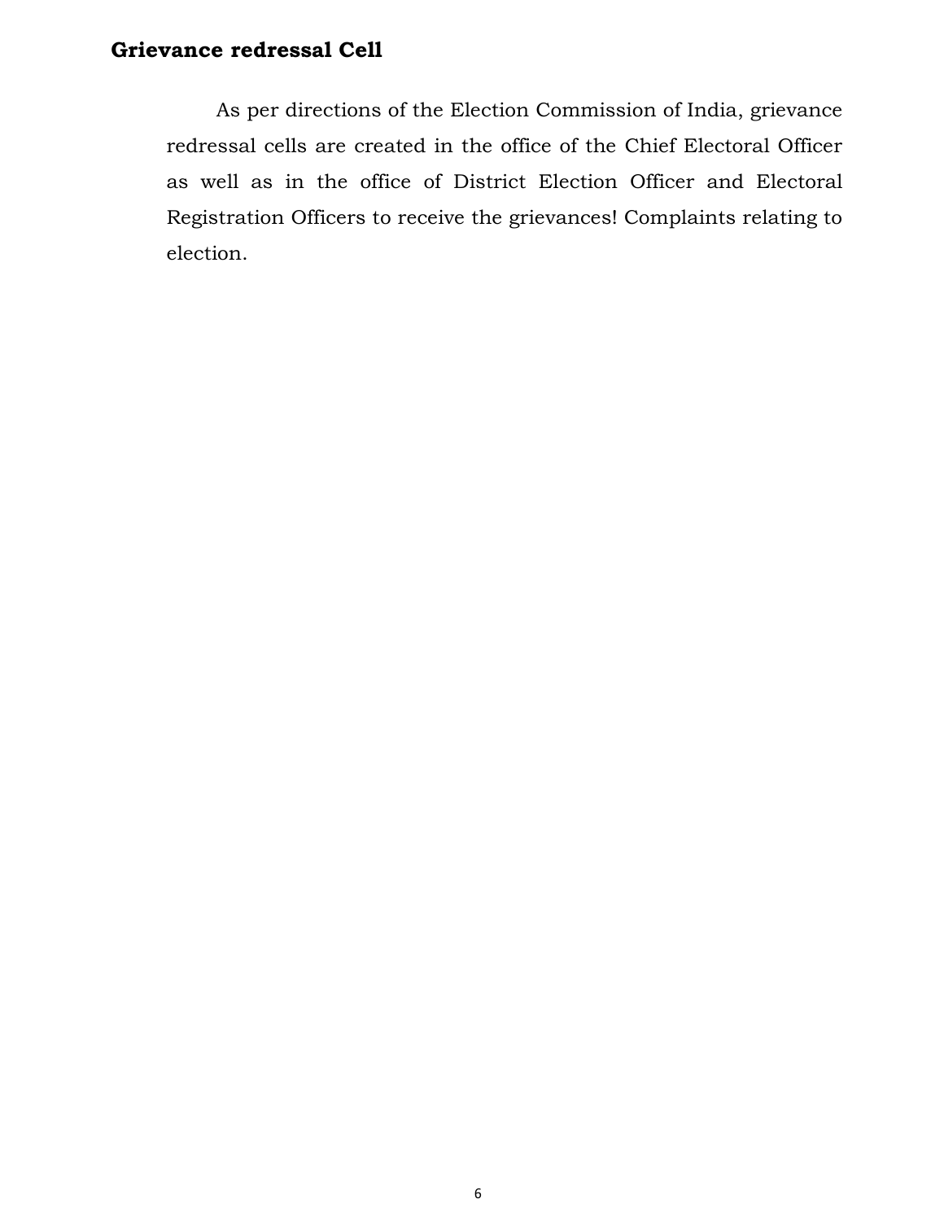## Grievance redressal Cell

As per directions of the Election Commission of India, grievance redressal cells are created in the office of the Chief Electoral Officer as well as in the office of District Election Officer and Electoral Registration Officers to receive the grievances! Complaints relating to election.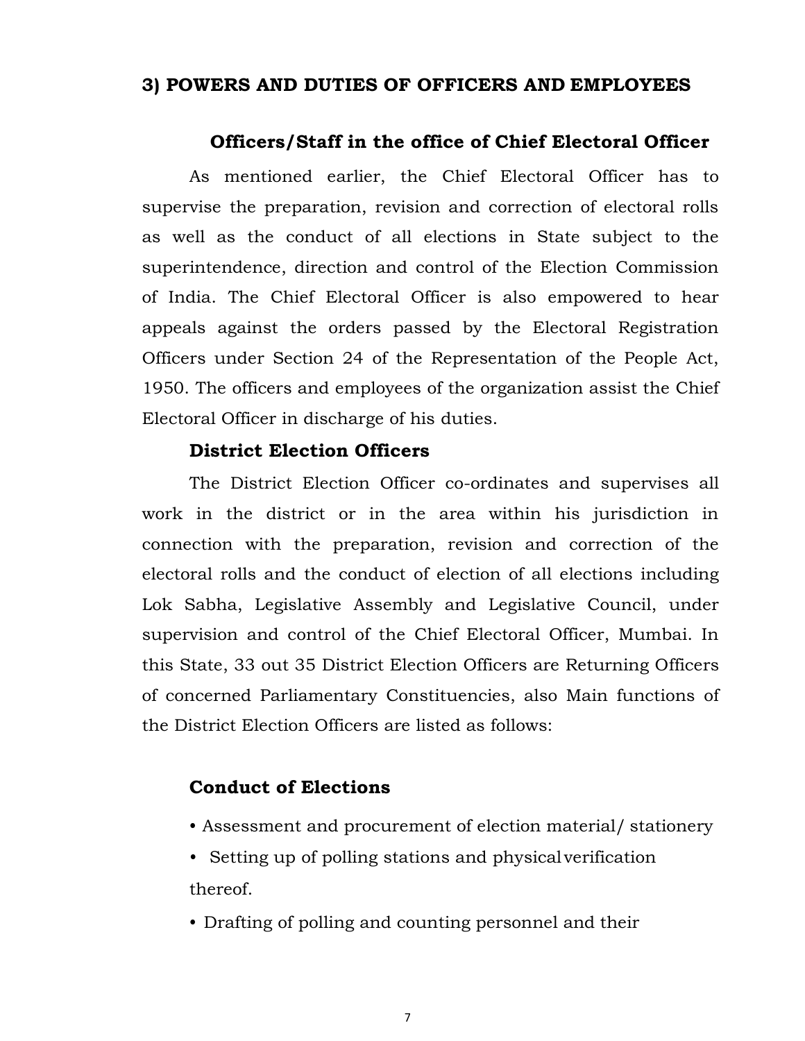## 3) POWERS AND DUTIES OF OFFICERS AND EMPLOYEES

### Officers/Staff in the office of Chief Electoral Officer

As mentioned earlier, the Chief Electoral Officer has to supervise the preparation, revision and correction of electoral rolls as well as the conduct of all elections in State subject to the superintendence, direction and control of the Election Commission of India. The Chief Electoral Officer is also empowered to hear appeals against the orders passed by the Electoral Registration Officers under Section 24 of the Representation of the People Act, 1950. The officers and employees of the organization assist the Chief Electoral Officer in discharge of his duties.

### District Election Officers

The District Election Officer co-ordinates and supervises all work in the district or in the area within his jurisdiction in connection with the preparation, revision and correction of the electoral rolls and the conduct of election of all elections including Lok Sabha, Legislative Assembly and Legislative Council, under supervision and control of the Chief Electoral Officer, Mumbai. In this State, 33 out 35 District Election Officers are Returning Officers of concerned Parliamentary Constituencies, also Main functions of the District Election Officers are listed as follows:

### Conduct of Elections

- Assessment and procurement of election material/ stationery
- Setting up of polling stations and physical verification thereof.
- Drafting of polling and counting personnel and their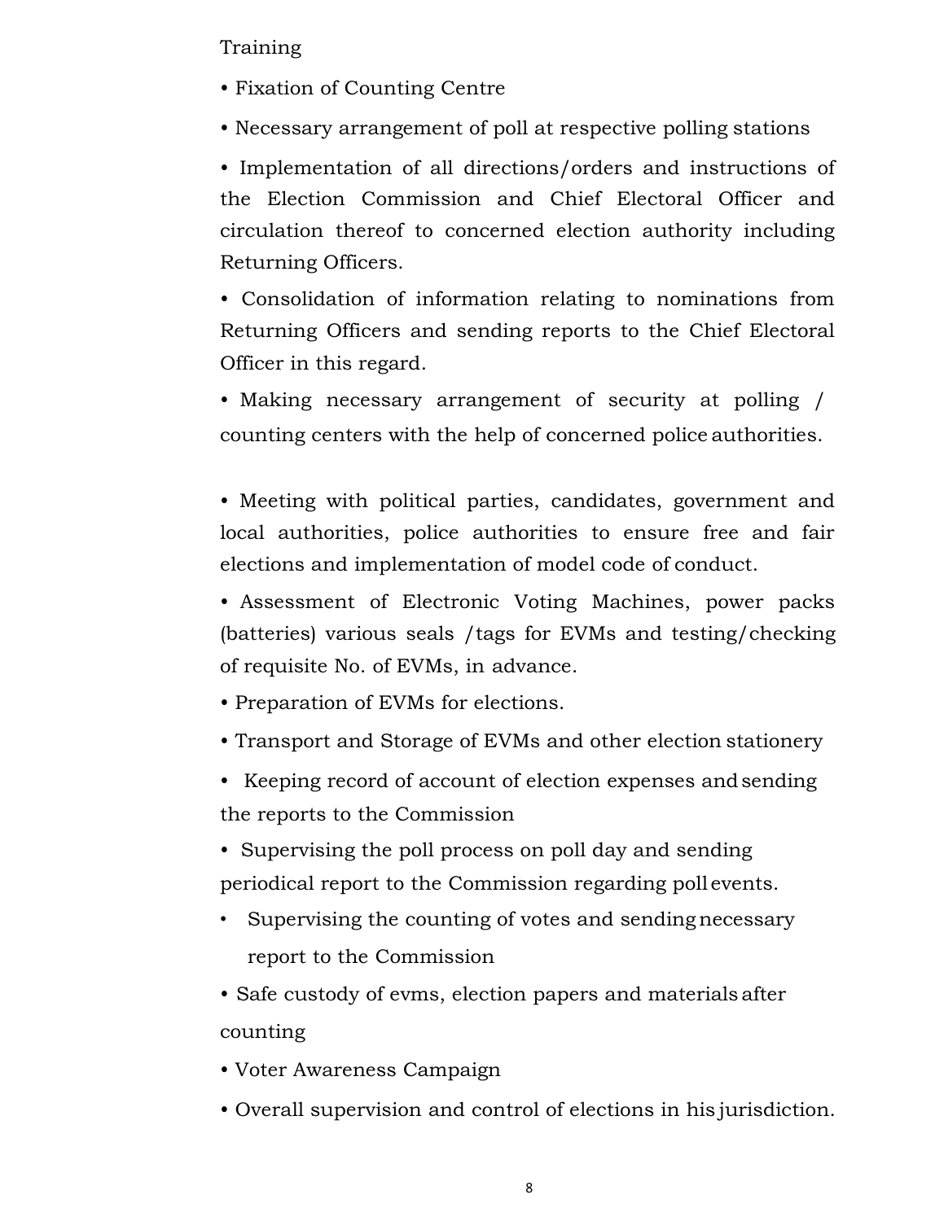Training

- Fixation of Counting Centre
- Necessary arrangement of poll at respective polling stations
- Implementation of all directions/orders and instructions of the Election Commission and Chief Electoral Officer and circulation thereof to concerned election authority including Returning Officers.
- Consolidation of information relating to nominations from Returning Officers and sending reports to the Chief Electoral Officer in this regard.
- Making necessary arrangement of security at polling / counting centers with the help of concerned police authorities.
- Meeting with political parties, candidates, government and local authorities, police authorities to ensure free and fair elections and implementation of model code of conduct.
- Assessment of Electronic Voting Machines, power packs (batteries) various seals /tags for EVMs and testing/checking of requisite No. of EVMs, in advance.
- Preparation of EVMs for elections.
- Transport and Storage of EVMs and other election stationery
- Keeping record of account of election expenses and sending the reports to the Commission
- Supervising the poll process on poll day and sending periodical report to the Commission regarding poll events.
- Supervising the counting of votes and sending necessary report to the Commission
- Safe custody of evms, election papers and materials after counting
- Voter Awareness Campaign
- Overall supervision and control of elections in his jurisdiction.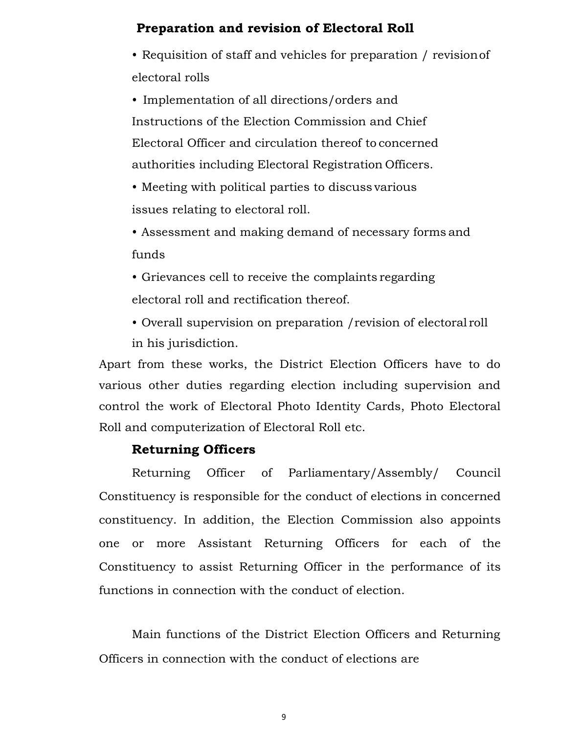### Preparation and revision of Electoral Roll

- Requisition of staff and vehicles for preparation / revision of electoral rolls
- Implementation of all directions/orders and Instructions of the Election Commission and Chief Electoral Officer and circulation thereof to concerned authorities including Electoral Registration Officers.
- Meeting with political parties to discuss various issues relating to electoral roll.
- Assessment and making demand of necessary forms and funds
- Grievances cell to receive the complaints regarding electoral roll and rectification thereof.
- Overall supervision on preparation /revision of electoral roll in his jurisdiction.

Apart from these works, the District Election Officers have to do various other duties regarding election including supervision and control the work of Electoral Photo Identity Cards, Photo Electoral Roll and computerization of Electoral Roll etc.

### Returning Officers

Returning Officer of Parliamentary/Assembly/ Council Constituency is responsible for the conduct of elections in concerned constituency. In addition, the Election Commission also appoints one or more Assistant Returning Officers for each of the Constituency to assist Returning Officer in the performance of its functions in connection with the conduct of election.

Main functions of the District Election Officers and Returning Officers in connection with the conduct of elections are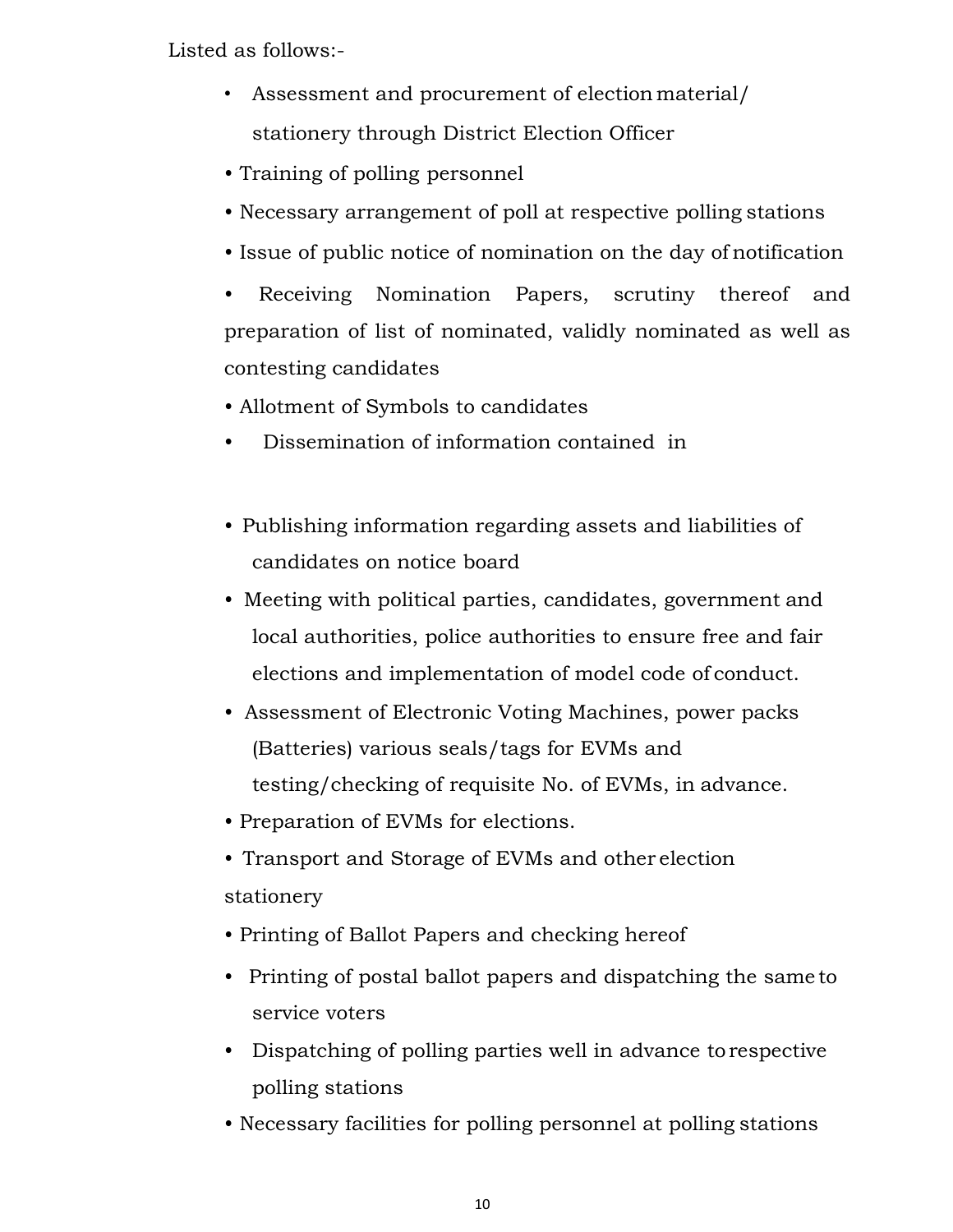Listed as follows:-

- Assessment and procurement of election material/ stationery through District Election Officer
- Training of polling personnel
- Necessary arrangement of poll at respective polling stations
- Issue of public notice of nomination on the day of notification
- Receiving Nomination Papers, scrutiny thereof and preparation of list of nominated, validly nominated as well as contesting candidates
- Allotment of Symbols to candidates
- Dissemination of information contained in
- Publishing information regarding assets and liabilities of candidates on notice board
- Meeting with political parties, candidates, government and local authorities, police authorities to ensure free and fair elections and implementation of model code of conduct.
- Assessment of Electronic Voting Machines, power packs (Batteries) various seals/tags for EVMs and testing/checking of requisite No. of EVMs, in advance.
- Preparation of EVMs for elections.
- Transport and Storage of EVMs and other election stationery
- Printing of Ballot Papers and checking hereof
- Printing of postal ballot papers and dispatching the same to service voters
- Dispatching of polling parties well in advance to respective polling stations
- Necessary facilities for polling personnel at polling stations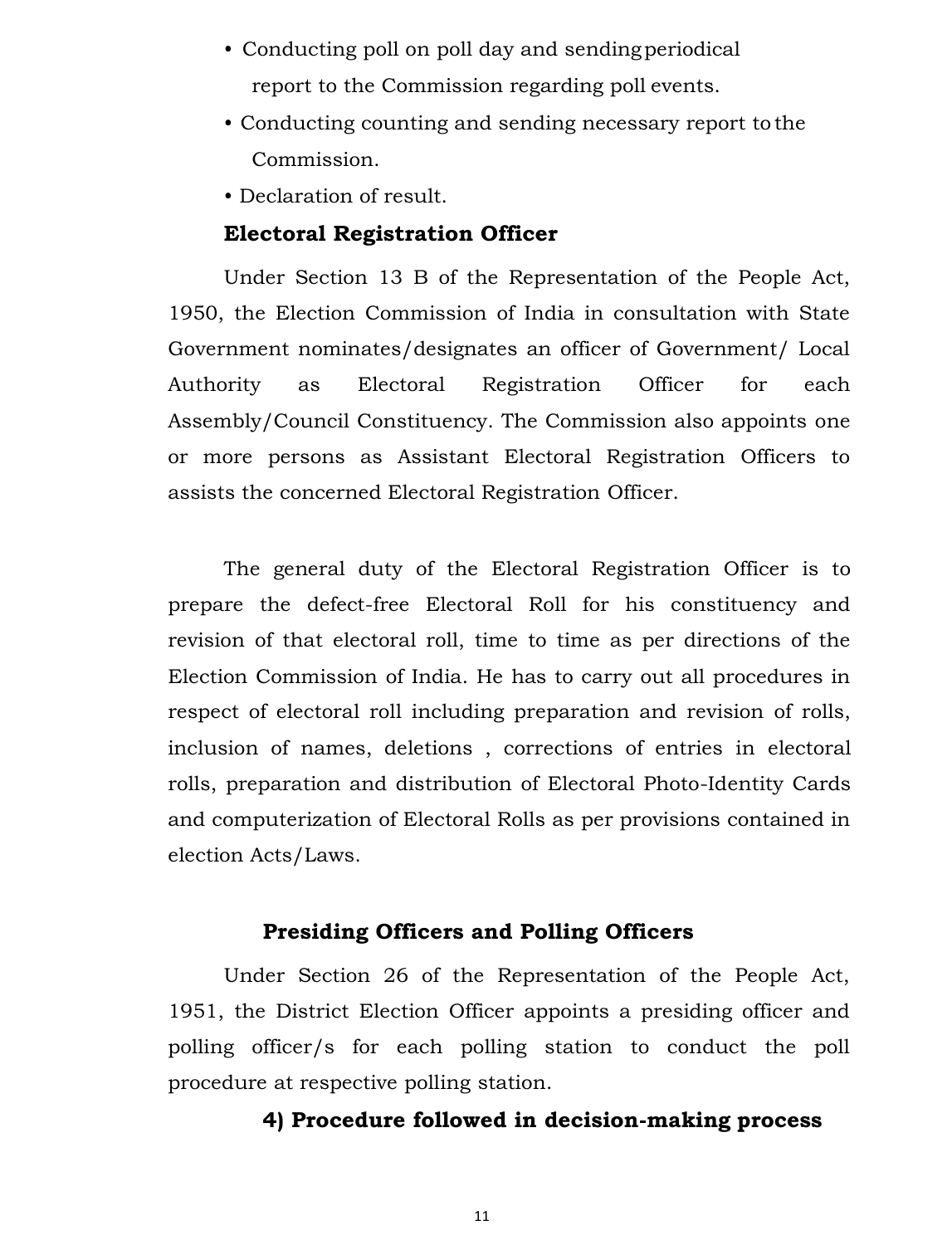- Conducting poll on poll day and sending periodical report to the Commission regarding poll events.
- Conducting counting and sending necessary report to the Commission.
- Declaration of result.

**Electoral Registration Officer**

Under Section 13 B of the Representation of the People Act, 1950, the Election Commission of India in consultation with State Government nominates/designates an officer of Government/ Local Authority as Electoral Registration Officer for each Assembly/Council Constituency. The Commission also appoints one or more persons as Assistant Electoral Registration Officers to assists the concerned Electoral Registration Officer.

The general duty of the Electoral Registration Officer is to prepare the defect-free Electoral Roll for his constituency and revision of that electoral roll, time to time as per directions of the Election Commission of India. He has to carry out all procedures in respect of electoral roll including preparation and revision of rolls, inclusion of names, deletions , corrections of entries in electoral rolls, preparation and distribution of Electoral Photo-Identity Cards and computerization of Electoral Rolls as per provisions contained in election Acts/Laws.

**Presiding Officers and Polling Officers**

Under Section 26 of the Representation of the People Act, 1951, the District Election Officer appoints a presiding officer and polling officer/s for each polling station to conduct the poll procedure at respective polling station.

## 4) Procedure followed in decision-making process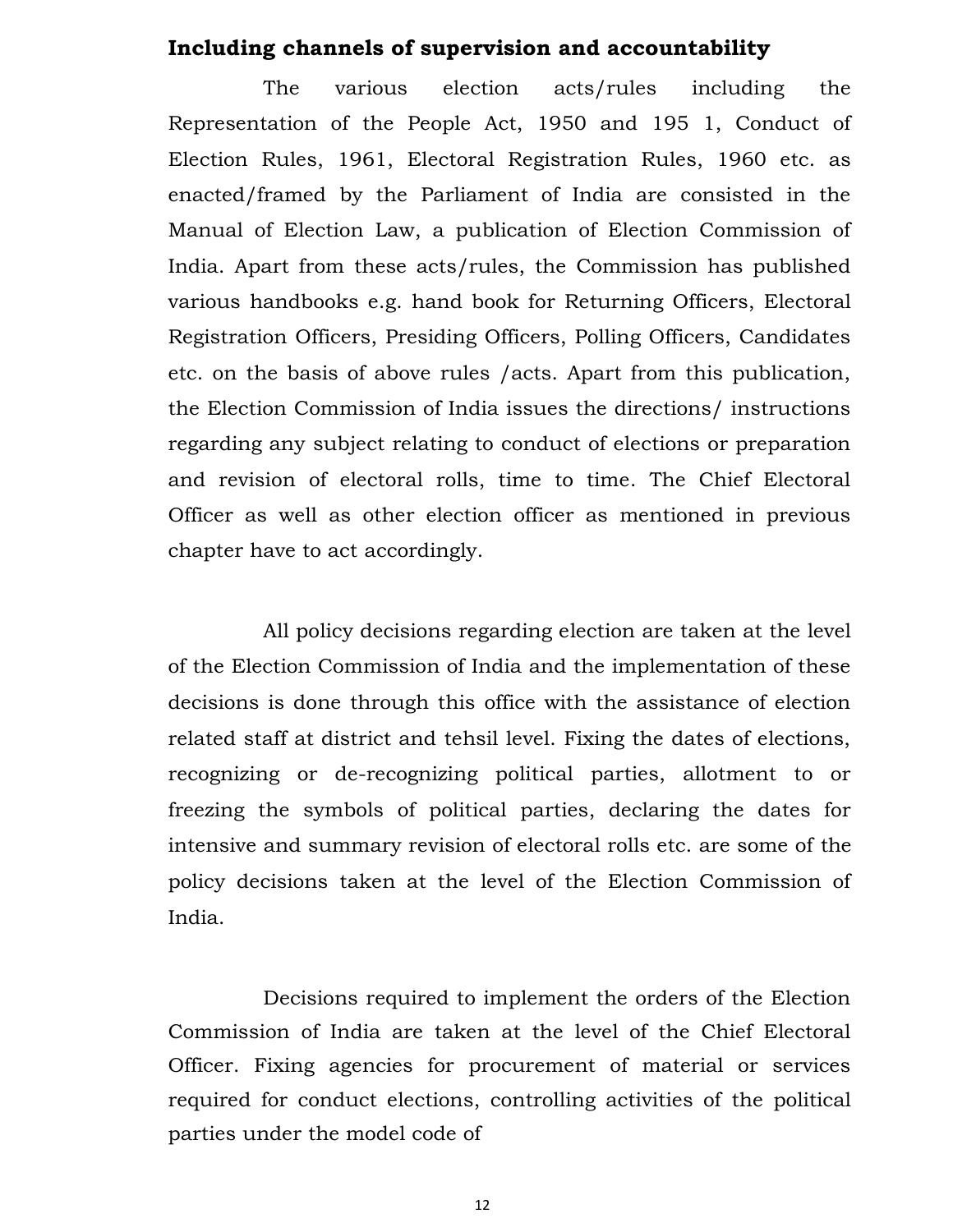**Including channels of supervision and accountability**

The various election acts/rules including the Representation of the People Act, 1950 and 195 1, Conduct of Election Rules, 1961, Electoral Registration Rules, 1960 etc. as enacted/framed by the Parliament of India are consisted in the Manual of Election Law, a publication of Election Commission of India. Apart from these acts/rules, the Commission has published various handbooks e.g. hand book for Returning Officers, Electoral Registration Officers, Presiding Officers, Polling Officers, Candidates etc. on the basis of above rules /acts. Apart from this publication, the Election Commission of India issues the directions/ instructions regarding any subject relating to conduct of elections or preparation and revision of electoral rolls, time to time. The Chief Electoral Officer as well as other election officer as mentioned in previous chapter have to act accordingly.

All policy decisions regarding election are taken at the level of the Election Commission of India and the implementation of these decisions is done through this office with the assistance of election related staff at district and tehsil level. Fixing the dates of elections, recognizing or de-recognizing political parties, allotment to or freezing the symbols of political parties, declaring the dates for intensive and summary revision of electoral rolls etc. are some of the policy decisions taken at the level of the Election Commission of India.

Decisions required to implement the orders of the Election Commission of India are taken at the level of the Chief Electoral Officer. Fixing agencies for procurement of material or services required for conduct elections, controlling activities of the political parties under the model code of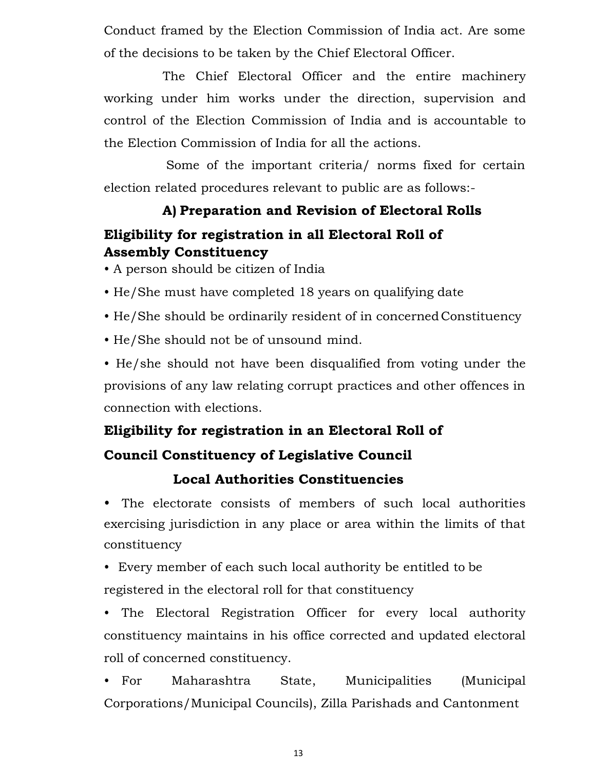Conduct framed by the Election Commission of India act. Are some of the decisions to be taken by the Chief Electoral Officer.

The Chief Electoral Officer and the entire machinery working under him works under the direction, supervision and control of the Election Commission of India and is accountable to the Election Commission of India for all the actions.

Some of the important criteria/ norms fixed for certain election related procedures relevant to public are as follows:-

### A) Preparation and Revision of Electoral Rolls

**Eligibility for registration in all Electoral Roll of Assembly Constituency**

- A person should be citizen of India
- He/She must have completed 18 years on qualifying date
- He/She should be ordinarily resident of in concerned Constituency
- He/She should not be of unsound mind.
- He/she should not have been disqualified from voting under the provisions of any law relating corrupt practices and other offences in connection with elections.

**Eligibility for registration in an Electoral Roll of**

**Council Constituency of Legislative Council**

**Local Authorities Constituencies**

- The electorate consists of members of such local authorities exercising jurisdiction in any place or area within the limits of that constituency
- Every member of each such local authority be entitled to be registered in the electoral roll for that constituency
- The Electoral Registration Officer for every local authority constituency maintains in his office corrected and updated electoral roll of concerned constituency.
- For Maharashtra State, Municipalities (Municipal Corporations/Municipal Councils), Zilla Parishads and Cantonment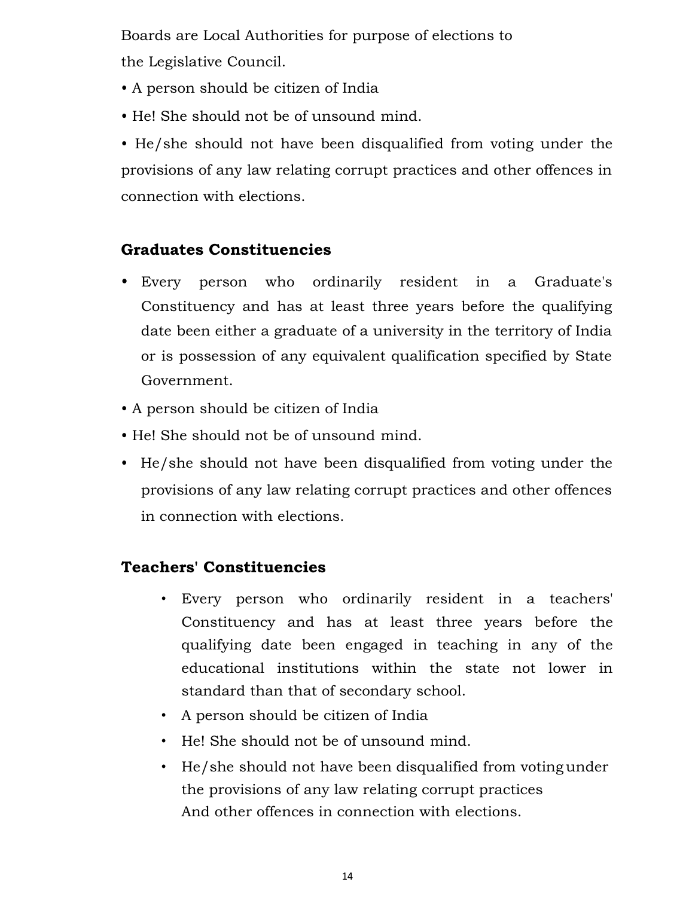Boards are Local Authorities for purpose of elections to the Legislative Council.

- A person should be citizen of India
- He! She should not be of unsound mind.
- He/she should not have been disqualified from voting under the provisions of any law relating corrupt practices and other offences in connection with elections.

## Graduates Constituencies

- Every person who ordinarily resident in a Graduate's Constituency and has at least three years before the qualifying date been either a graduate of a university in the territory of India or is possession of any equivalent qualification specified by State Government.
- A person should be citizen of India
- He! She should not be of unsound mind.
- He/she should not have been disqualified from voting under the provisions of any law relating corrupt practices and other offences in connection with elections.

## Teachers' Constituencies

- Every person who ordinarily resident in a teachers' Constituency and has at least three years before the qualifying date been engaged in teaching in any of the educational institutions within the state not lower in standard than that of secondary school.
- A person should be citizen of India
- He! She should not be of unsound mind.
- He/she should not have been disqualified from voting under the provisions of any law relating corrupt practices And other offences in connection with elections.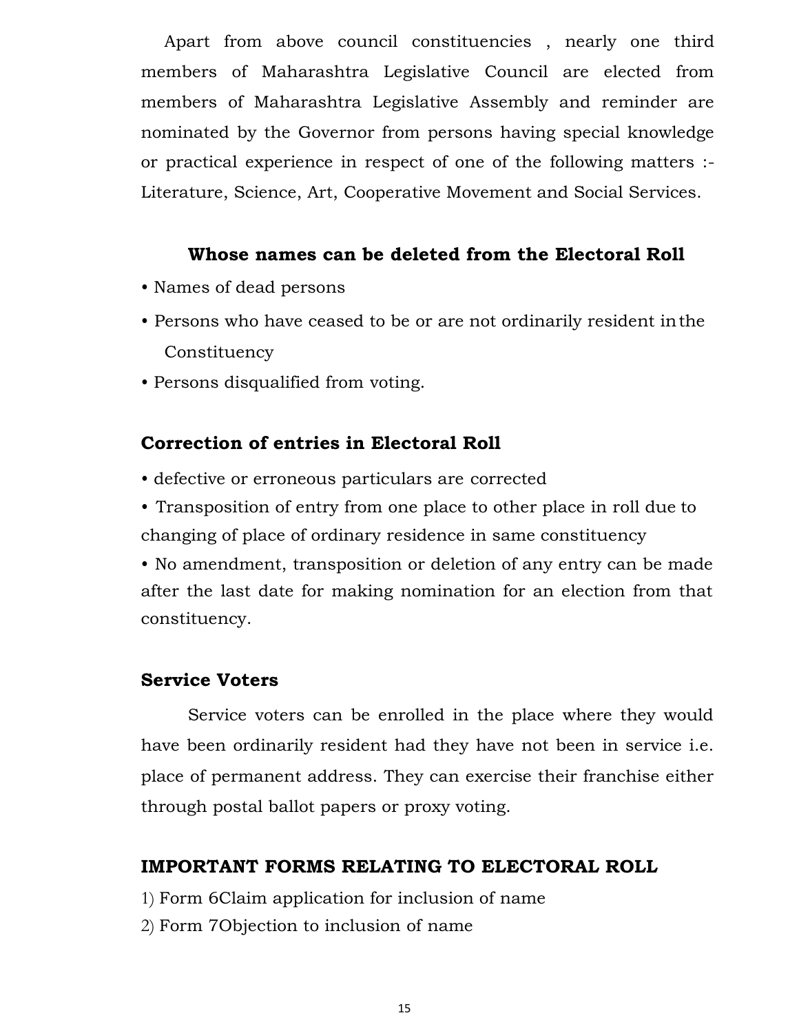Apart from above council constituencies , nearly one third members of Maharashtra Legislative Council are elected from members of Maharashtra Legislative Assembly and reminder are nominated by the Governor from persons having special knowledge or practical experience in respect of one of the following matters :- Literature, Science, Art, Cooperative Movement and Social Services.

### Whose names can be deleted from the Electoral Roll

- Names of dead persons
- Persons who have ceased to be or are not ordinarily resident in the Constituency
- Persons disqualified from voting.

### Correction of entries in Electoral Roll

- defective or erroneous particulars are corrected
- Transposition of entry from one place to other place in roll due to changing of place of ordinary residence in same constituency
- No amendment, transposition or deletion of any entry can be made after the last date for making nomination for an election from that constituency.

### Service Voters

Service voters can be enrolled in the place where they would have been ordinarily resident had they have not been in service i.e. place of permanent address. They can exercise their franchise either through postal ballot papers or proxy voting.

### IMPORTANT FORMS RELATING TO ELECTORAL ROLL

1) Form 6Claim application for inclusion of name
2) Form 7Objection to inclusion of name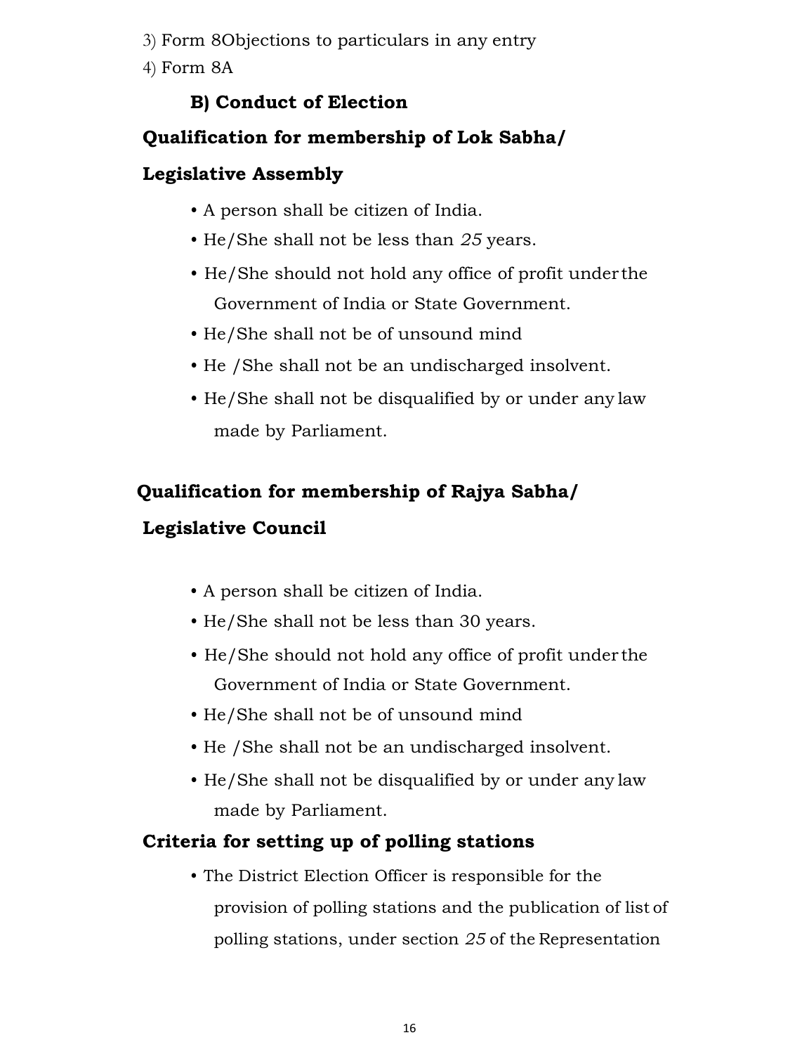3) Form 8Objections to particulars in any entry

4) Form 8A

### B) Conduct of Election

### Qualification for membership of Lok Sabha/ Legislative Assembly

- A person shall be citizen of India.
- He/She shall not be less than *25* years.
- He/She should not hold any office of profit under the Government of India or State Government.
- He/She shall not be of unsound mind
- He /She shall not be an undischarged insolvent.
- He/She shall not be disqualified by or under any law made by Parliament.

### Qualification for membership of Rajya Sabha/ Legislative Council

- A person shall be citizen of India.
- He/She shall not be less than 30 years.
- He/She should not hold any office of profit under the Government of India or State Government.
- He/She shall not be of unsound mind
- He /She shall not be an undischarged insolvent.
- He/She shall not be disqualified by or under any law made by Parliament.

### Criteria for setting up of polling stations

- The District Election Officer is responsible for the provision of polling stations and the publication of list of polling stations, under section *25* of the Representation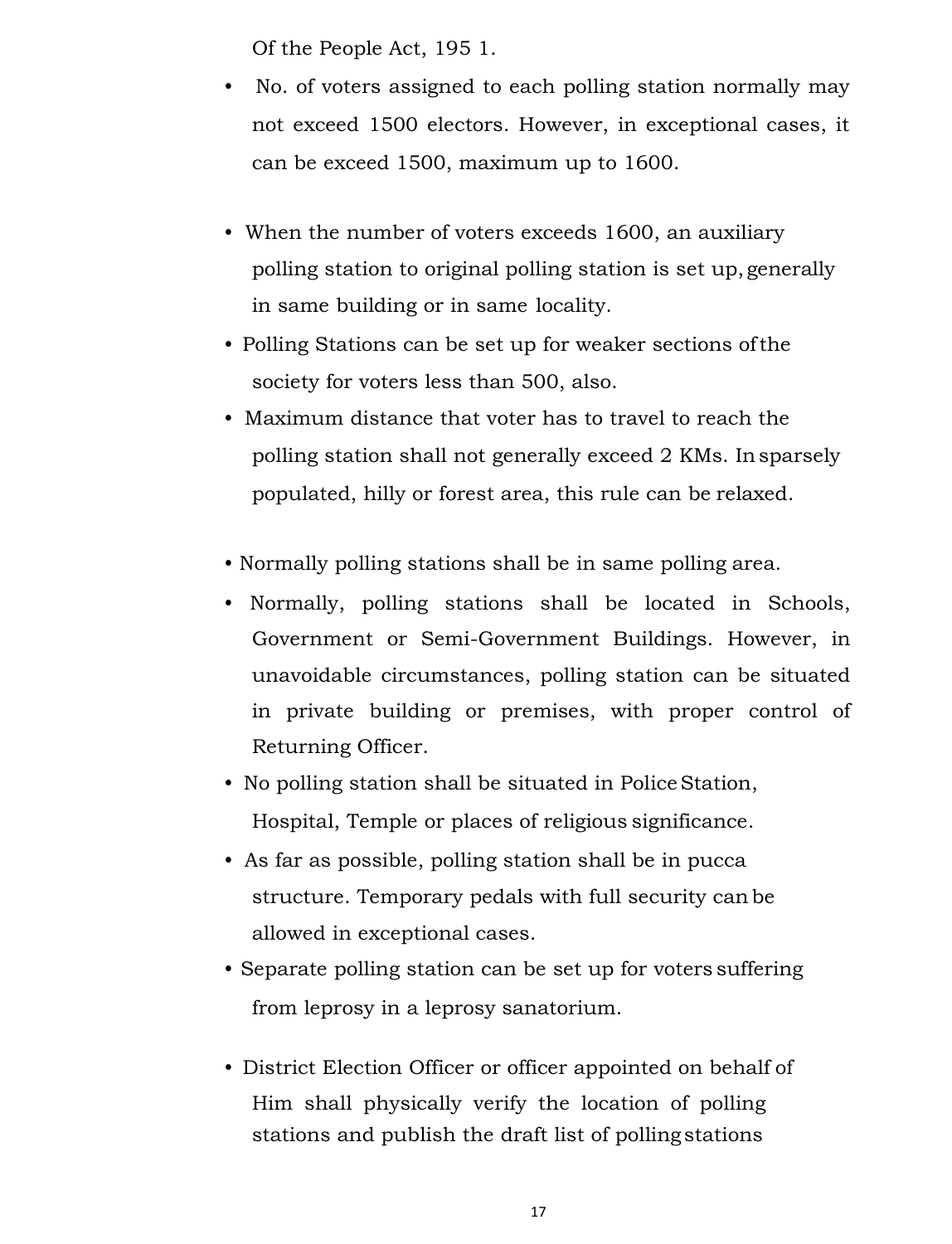Of the People Act, 195 1.

- No. of voters assigned to each polling station normally may not exceed 1500 electors. However, in exceptional cases, it can be exceed 1500, maximum up to 1600.

- When the number of voters exceeds 1600, an auxiliary polling station to original polling station is set up, generally in same building or in same locality.
- Polling Stations can be set up for weaker sections of the society for voters less than 500, also.
- Maximum distance that voter has to travel to reach the polling station shall not generally exceed 2 KMs. In sparsely populated, hilly or forest area, this rule can be relaxed.

- Normally polling stations shall be in same polling area.
- Normally, polling stations shall be located in Schools, Government or Semi-Government Buildings. However, in unavoidable circumstances, polling station can be situated in private building or premises, with proper control of Returning Officer.
- No polling station shall be situated in Police Station, Hospital, Temple or places of religious significance.
- As far as possible, polling station shall be in pucca structure. Temporary pedals with full security can be allowed in exceptional cases.
- Separate polling station can be set up for voters suffering from leprosy in a leprosy sanatorium.

- District Election Officer or officer appointed on behalf of Him shall physically verify the location of polling stations and publish the draft list of polling stations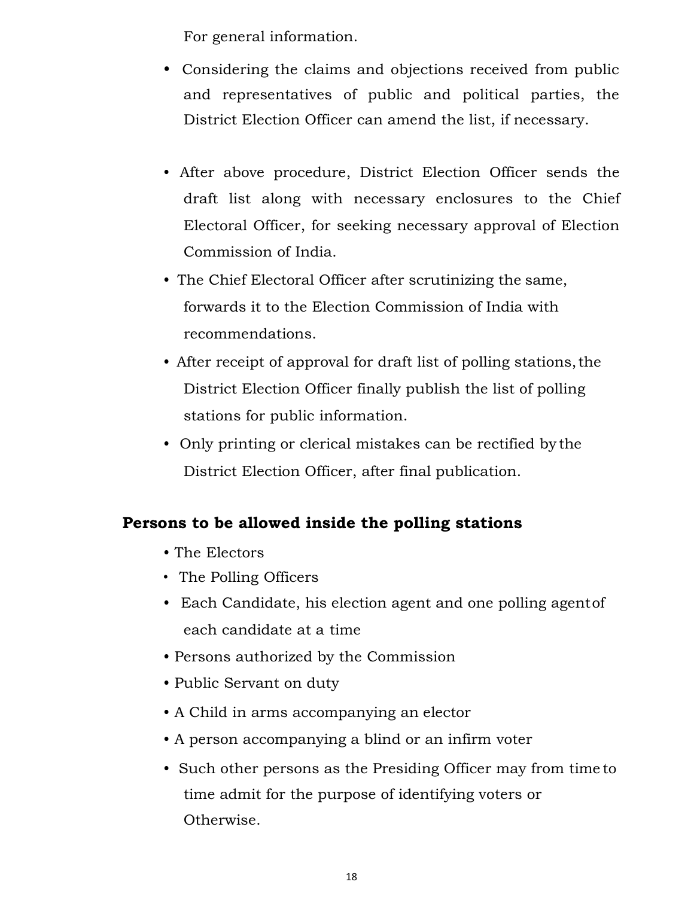For general information.

- Considering the claims and objections received from public and representatives of public and political parties, the District Election Officer can amend the list, if necessary.

- After above procedure, District Election Officer sends the draft list along with necessary enclosures to the Chief Electoral Officer, for seeking necessary approval of Election Commission of India.
- The Chief Electoral Officer after scrutinizing the same, forwards it to the Election Commission of India with recommendations.
- After receipt of approval for draft list of polling stations, the District Election Officer finally publish the list of polling stations for public information.
- Only printing or clerical mistakes can be rectified by the District Election Officer, after final publication.

**Persons to be allowed inside the polling stations**

- The Electors
- The Polling Officers
- Each Candidate, his election agent and one polling agent of each candidate at a time
- Persons authorized by the Commission
- Public Servant on duty
- A Child in arms accompanying an elector
- A person accompanying a blind or an infirm voter
- Such other persons as the Presiding Officer may from time to time admit for the purpose of identifying voters or Otherwise.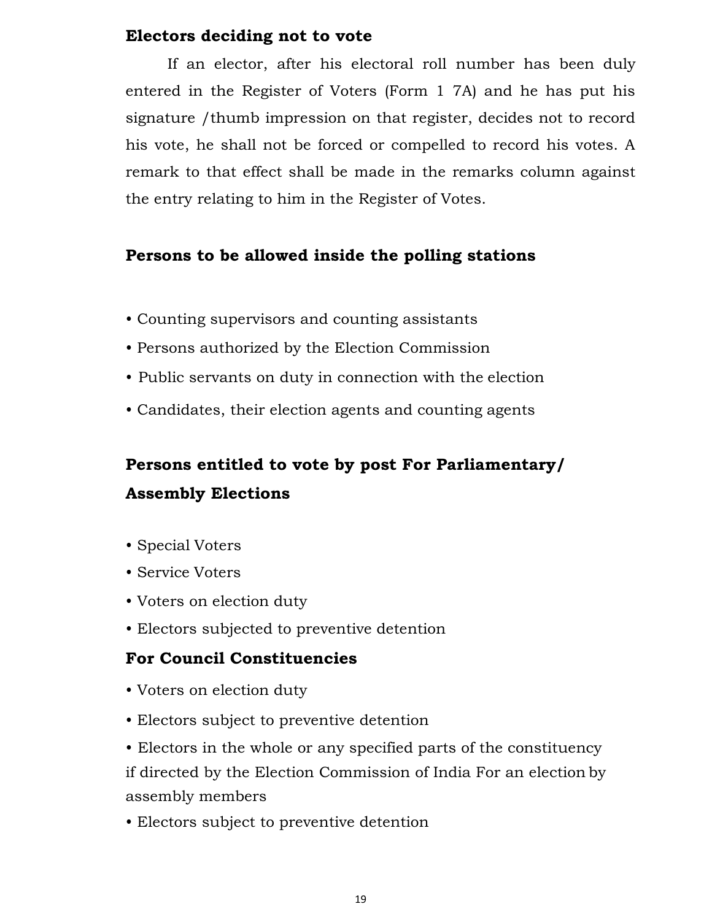**Electors deciding not to vote**

If an elector, after his electoral roll number has been duly entered in the Register of Voters (Form 1 7A) and he has put his signature /thumb impression on that register, decides not to record his vote, he shall not be forced or compelled to record his votes. A remark to that effect shall be made in the remarks column against the entry relating to him in the Register of Votes.

**Persons to be allowed inside the polling stations**

- Counting supervisors and counting assistants
- Persons authorized by the Election Commission
- Public servants on duty in connection with the election
- Candidates, their election agents and counting agents

**Persons entitled to vote by post For Parliamentary/ Assembly Elections**

- Special Voters
- Service Voters
- Voters on election duty
- Electors subjected to preventive detention

**For Council Constituencies**

- Voters on election duty
- Electors subject to preventive detention
- Electors in the whole or any specified parts of the constituency if directed by the Election Commission of India For an election by assembly members
- Electors subject to preventive detention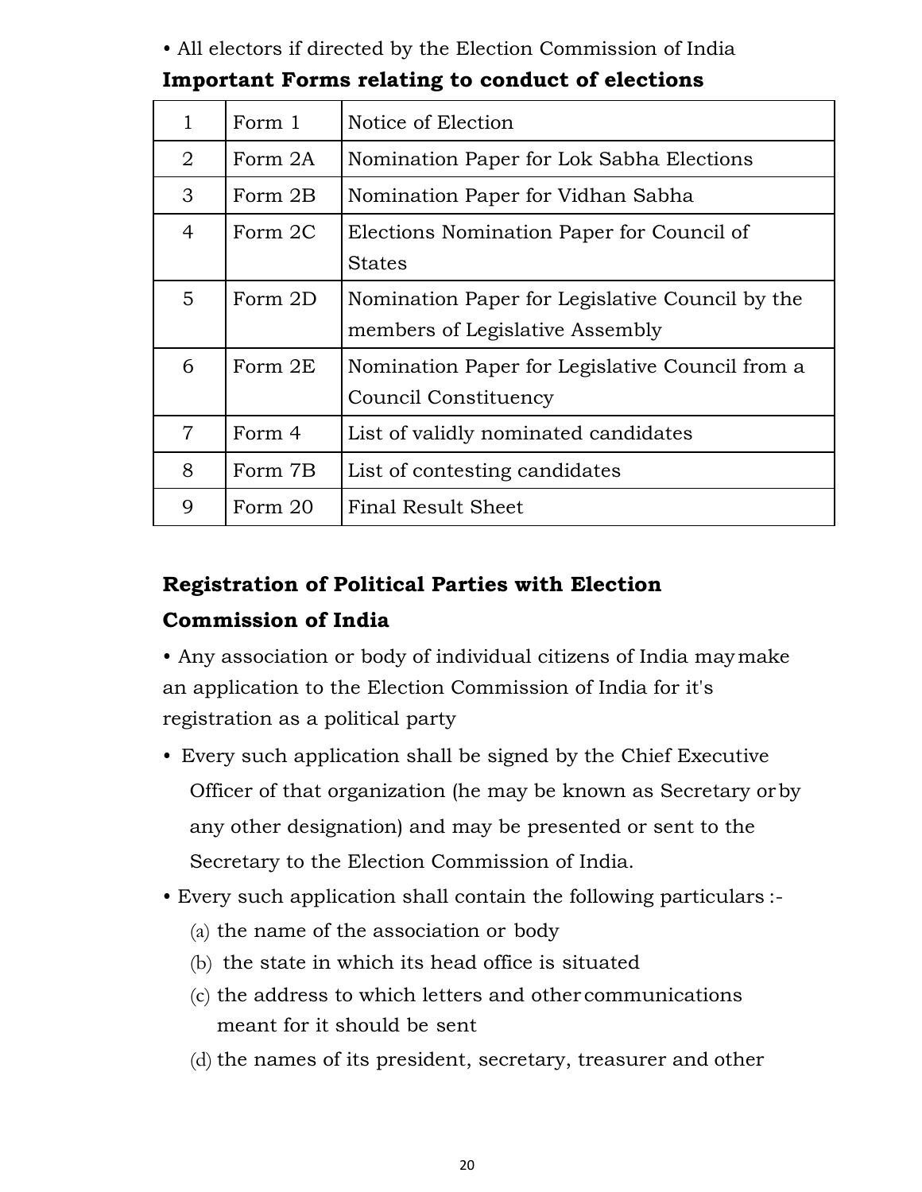• All electors if directed by the Election Commission of India

**Important Forms relating to conduct of elections**

| | | |
|---|---|---|
| 1 | Form 1 | Notice of Election |
| 2 | Form 2A | Nomination Paper for Lok Sabha Elections |
| 3 | Form 2B | Nomination Paper for Vidhan Sabha |
| 4 | Form 2C | Elections Nomination Paper for Council of States |
| 5 | Form 2D | Nomination Paper for Legislative Council by the members of Legislative Assembly |
| 6 | Form 2E | Nomination Paper for Legislative Council from a Council Constituency |
| 7 | Form 4 | List of validly nominated candidates |
| 8 | Form 7B | List of contesting candidates |
| 9 | Form 20 | Final Result Sheet |

**Registration of Political Parties with Election Commission of India**

• Any association or body of individual citizens of India may make an application to the Election Commission of India for it's registration as a political party

• Every such application shall be signed by the Chief Executive Officer of that organization (he may be known as Secretary or by any other designation) and may be presented or sent to the Secretary to the Election Commission of India.

• Every such application shall contain the following particulars :-

(a) the name of the association or body

(b) the state in which its head office is situated

(c) the address to which letters and other communications meant for it should be sent

(d) the names of its president, secretary, treasurer and other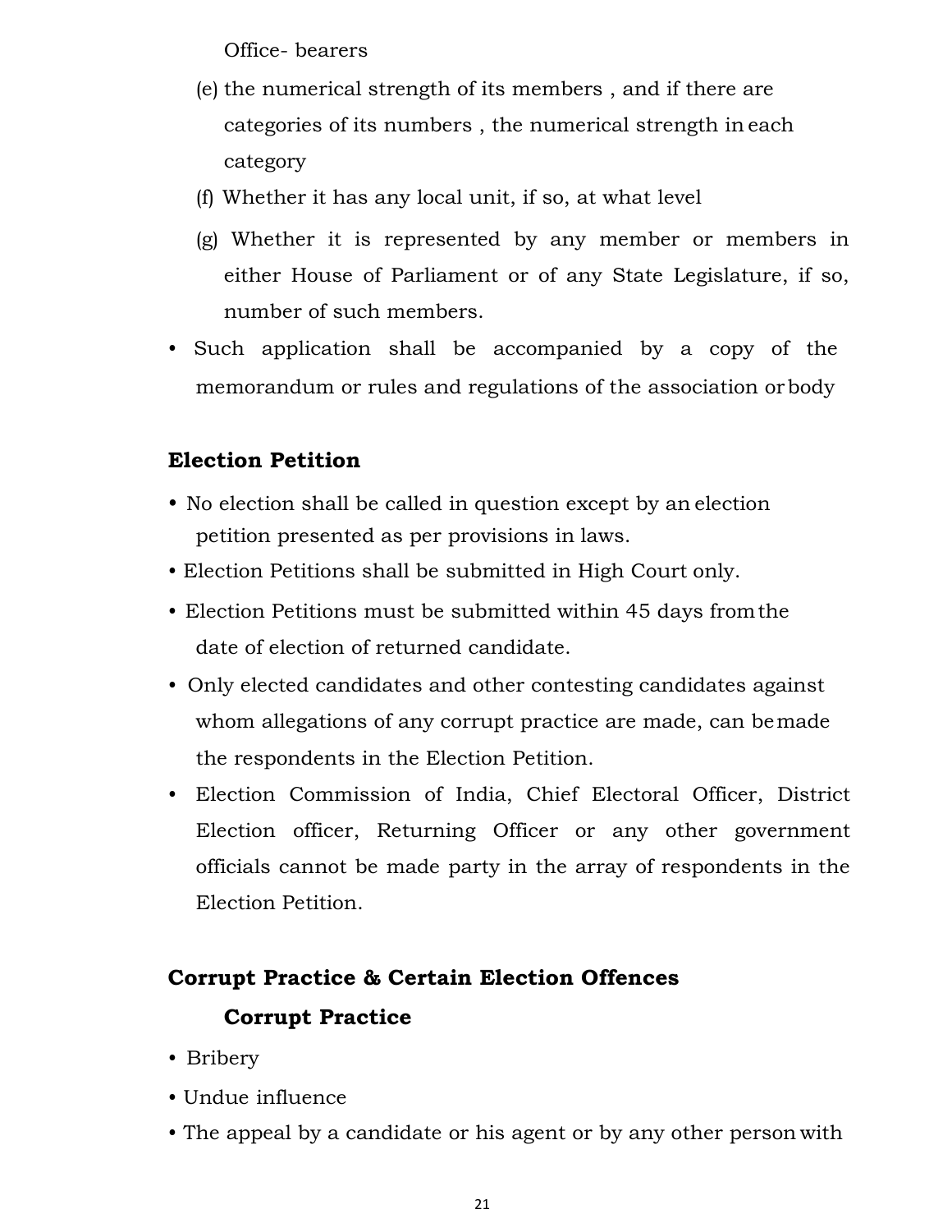Office- bearers

(e) the numerical strength of its members , and if there are categories of its numbers , the numerical strength in each category

(f) Whether it has any local unit, if so, at what level

(g) Whether it is represented by any member or members in either House of Parliament or of any State Legislature, if so, number of such members.

- Such application shall be accompanied by a copy of the memorandum or rules and regulations of the association or body

## Election Petition

- No election shall be called in question except by an election petition presented as per provisions in laws.
- Election Petitions shall be submitted in High Court only.
- Election Petitions must be submitted within 45 days from the date of election of returned candidate.
- Only elected candidates and other contesting candidates against whom allegations of any corrupt practice are made, can be made the respondents in the Election Petition.
- Election Commission of India, Chief Electoral Officer, District Election officer, Returning Officer or any other government officials cannot be made party in the array of respondents in the Election Petition.

## Corrupt Practice & Certain Election Offences

### Corrupt Practice

- Bribery
- Undue influence
- The appeal by a candidate or his agent or by any other person with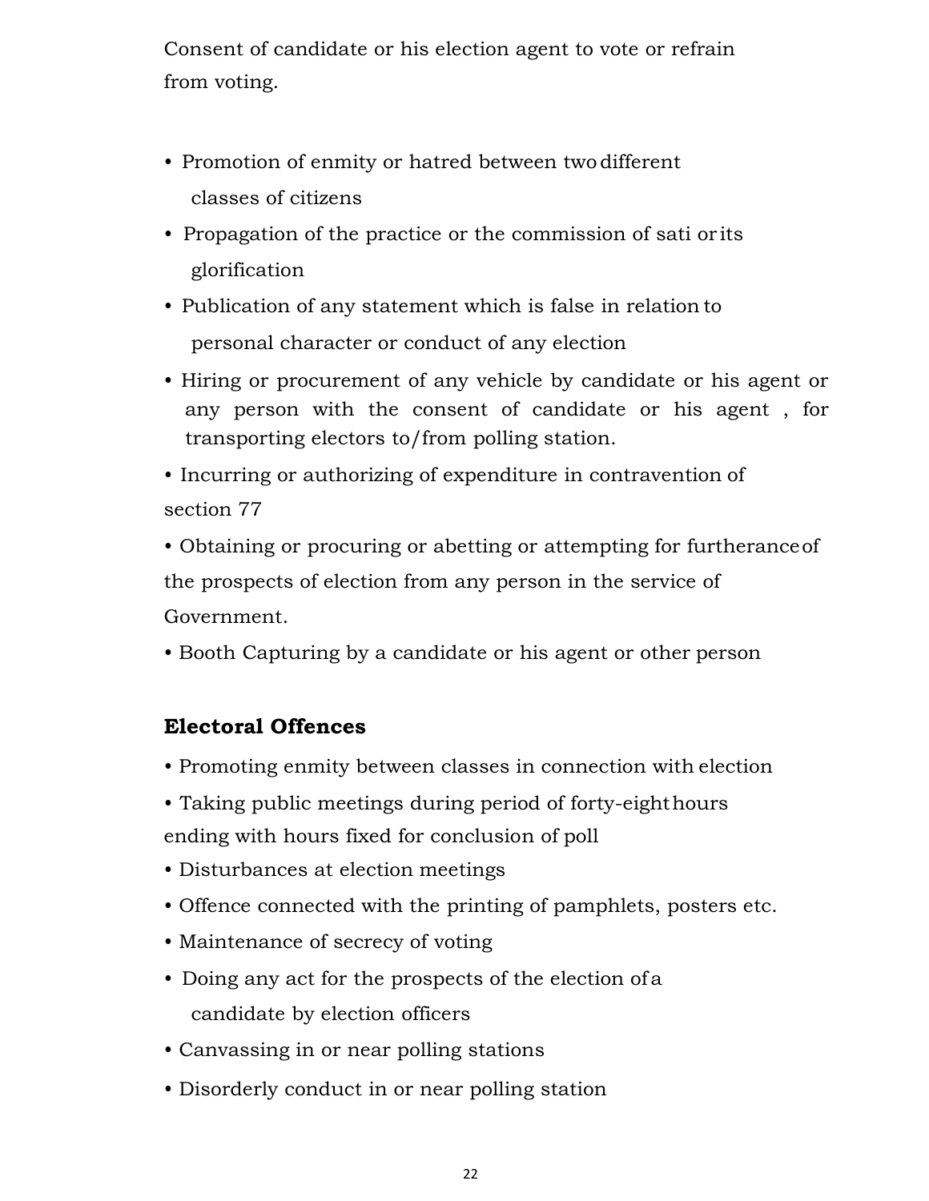Consent of candidate or his election agent to vote or refrain from voting.

- Promotion of enmity or hatred between two different classes of citizens
- Propagation of the practice or the commission of sati or its glorification
- Publication of any statement which is false in relation to personal character or conduct of any election
- Hiring or procurement of any vehicle by candidate or his agent or any person with the consent of candidate or his agent , for transporting electors to/from polling station.
- Incurring or authorizing of expenditure in contravention of section 77
- Obtaining or procuring or abetting or attempting for furtherance of the prospects of election from any person in the service of Government.
- Booth Capturing by a candidate or his agent or other person

**Electoral Offences**

- Promoting enmity between classes in connection with election
- Taking public meetings during period of forty-eight hours ending with hours fixed for conclusion of poll
- Disturbances at election meetings
- Offence connected with the printing of pamphlets, posters etc.
- Maintenance of secrecy of voting
- Doing any act for the prospects of the election of a candidate by election officers
- Canvassing in or near polling stations
- Disorderly conduct in or near polling station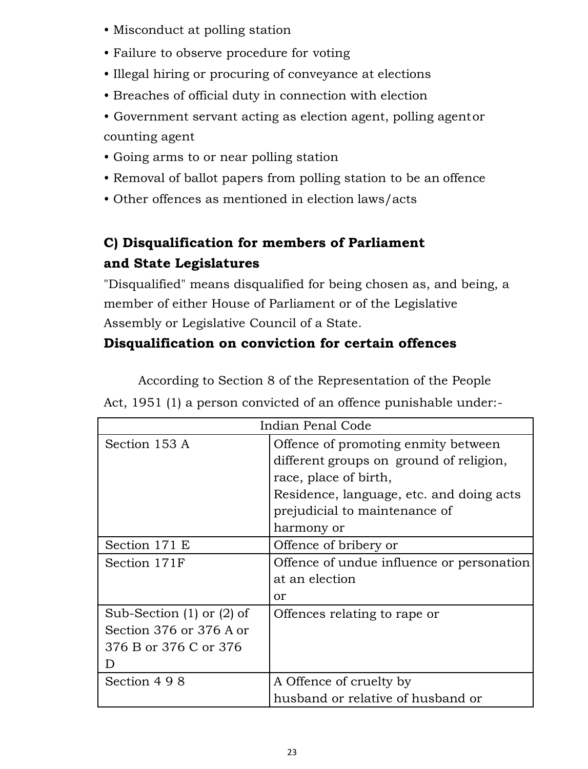- Misconduct at polling station
- Failure to observe procedure for voting
- Illegal hiring or procuring of conveyance at elections
- Breaches of official duty in connection with election
- Government servant acting as election agent, polling agent or counting agent
- Going arms to or near polling station
- Removal of ballot papers from polling station to be an offence
- Other offences as mentioned in election laws/acts

## C) Disqualification for members of Parliament and State Legislatures

"Disqualified" means disqualified for being chosen as, and being, a member of either House of Parliament or of the Legislative Assembly or Legislative Council of a State.

### Disqualification on conviction for certain offences

According to Section 8 of the Representation of the People Act, 1951 (1) a person convicted of an offence punishable under:-

| Indian Penal Code | |
|---|---|
| Section 153 A | Offence of promoting enmity between different groups on ground of religion, race, place of birth, Residence, language, etc. and doing acts prejudicial to maintenance of harmony or |
| Section 171 E | Offence of bribery or |
| Section 171F | Offence of undue influence or personation at an election or |
| Sub-Section (1) or (2) of Section 376 or 376 A or 376 B or 376 C or 376 D | Offences relating to rape or |
| Section 4 9 8 | A Offence of cruelty by husband or relative of husband or |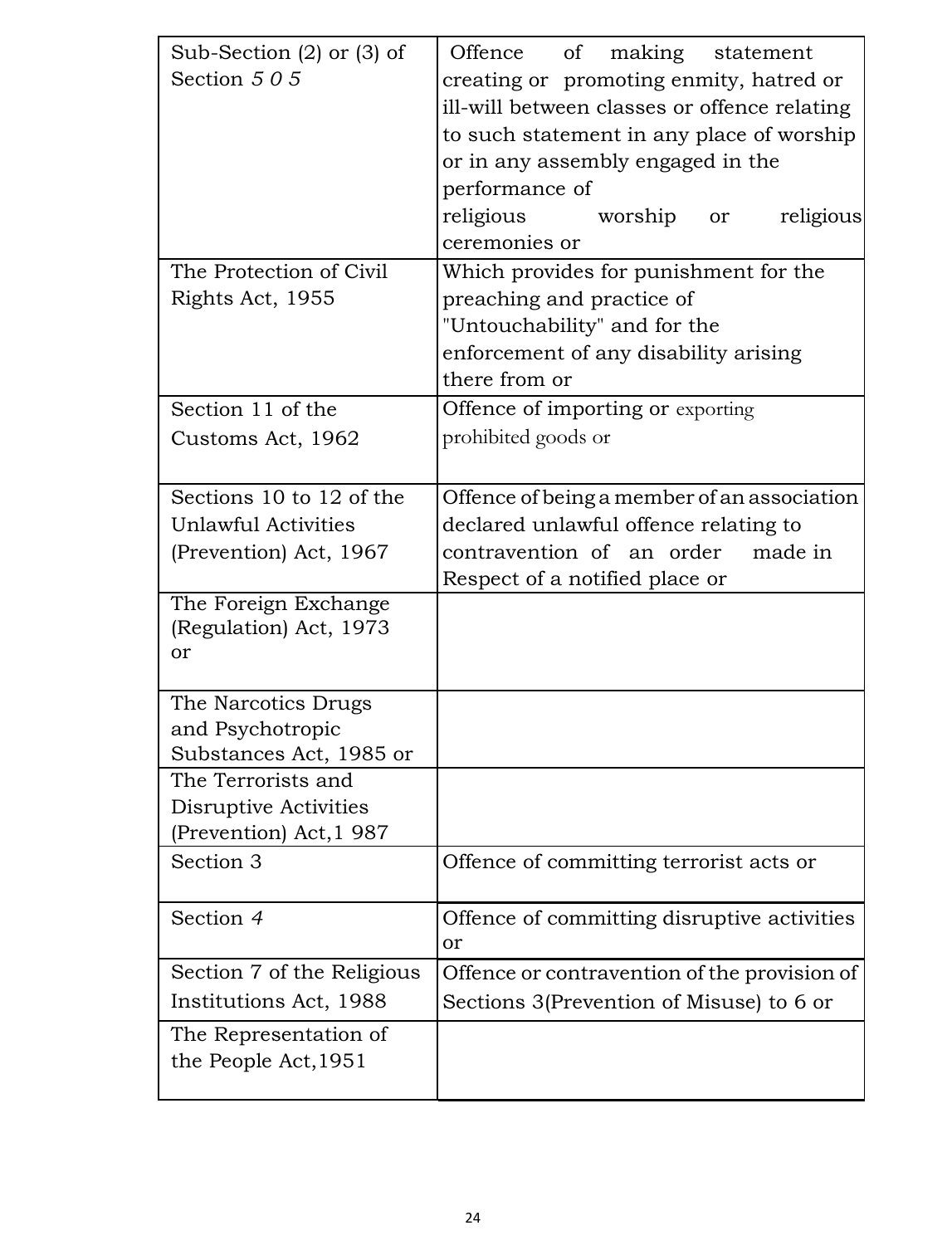| | |
|---|---|
| Sub-Section (2) or (3) of Section *5 0 5* | Offence of making statement creating or promoting enmity, hatred or ill-will between classes or offence relating to such statement in any place of worship or in any assembly engaged in the performance of religious worship or religious ceremonies or |
| The Protection of Civil Rights Act, 1955 | Which provides for punishment for the preaching and practice of "Untouchability" and for the enforcement of any disability arising there from or |
| Section 11 of the Customs Act, 1962 | Offence of importing or exporting prohibited goods or |
| Sections 10 to 12 of the Unlawful Activities (Prevention) Act, 1967 | Offence of being a member of an association declared unlawful offence relating to contravention of an order made in Respect of a notified place or |
| The Foreign Exchange (Regulation) Act, 1973 or | |
| The Narcotics Drugs and Psychotropic Substances Act, 1985 or | |
| The Terrorists and Disruptive Activities (Prevention) Act,1 987 | |
| Section 3 | Offence of committing terrorist acts or |
| Section *4* | Offence of committing disruptive activities or |
| Section 7 of the Religious Institutions Act, 1988 | Offence or contravention of the provision of Sections 3(Prevention of Misuse) to 6 or |
| The Representation of the People Act,1951 | |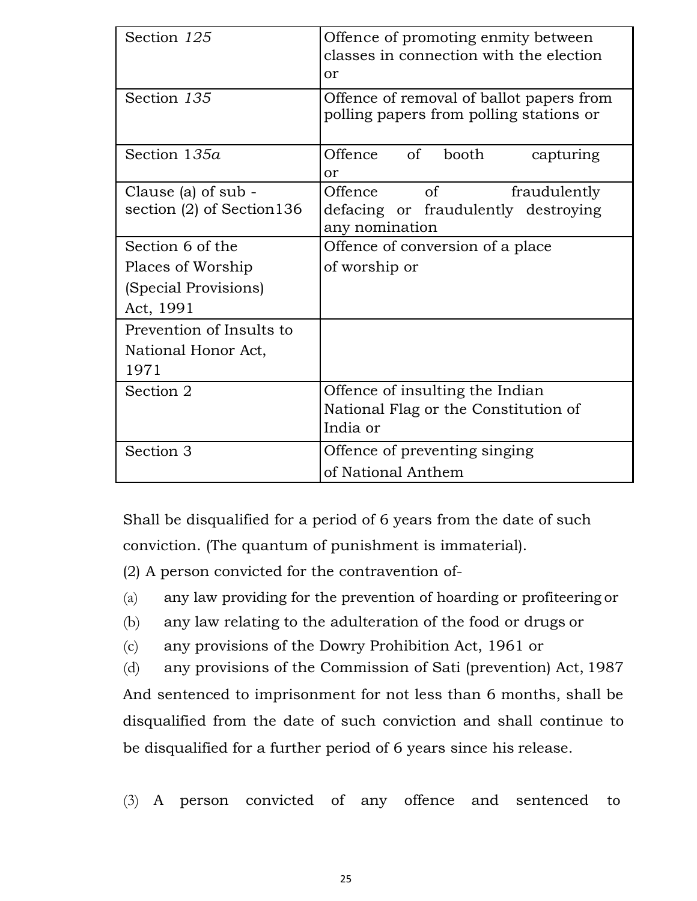| | |
|---|---|
| Section *125* | Offence of promoting enmity between classes in connection with the election or |
| Section *135* | Offence of removal of ballot papers from polling papers from polling stations or |
| Section 1*35a* | Offence of booth capturing or |
| Clause (a) of sub - section (2) of Section136 | Offence of fraudulently defacing or fraudulently destroying any nomination |
| Section 6 of the Places of Worship (Special Provisions) Act, 1991 | Offence of conversion of a place of worship or |
| Prevention of Insults to National Honor Act, 1971 | |
| Section 2 | Offence of insulting the Indian National Flag or the Constitution of India or |
| Section 3 | Offence of preventing singing of National Anthem |

Shall be disqualified for a period of 6 years from the date of such conviction. (The quantum of punishment is immaterial).

(2) A person convicted for the contravention of-

(a) any law providing for the prevention of hoarding or profiteering or

(b) any law relating to the adulteration of the food or drugs or

(c) any provisions of the Dowry Prohibition Act, 1961 or

(d) any provisions of the Commission of Sati (prevention) Act, 1987

And sentenced to imprisonment for not less than 6 months, shall be disqualified from the date of such conviction and shall continue to be disqualified for a further period of 6 years since his release.

(3) A person convicted of any offence and sentenced to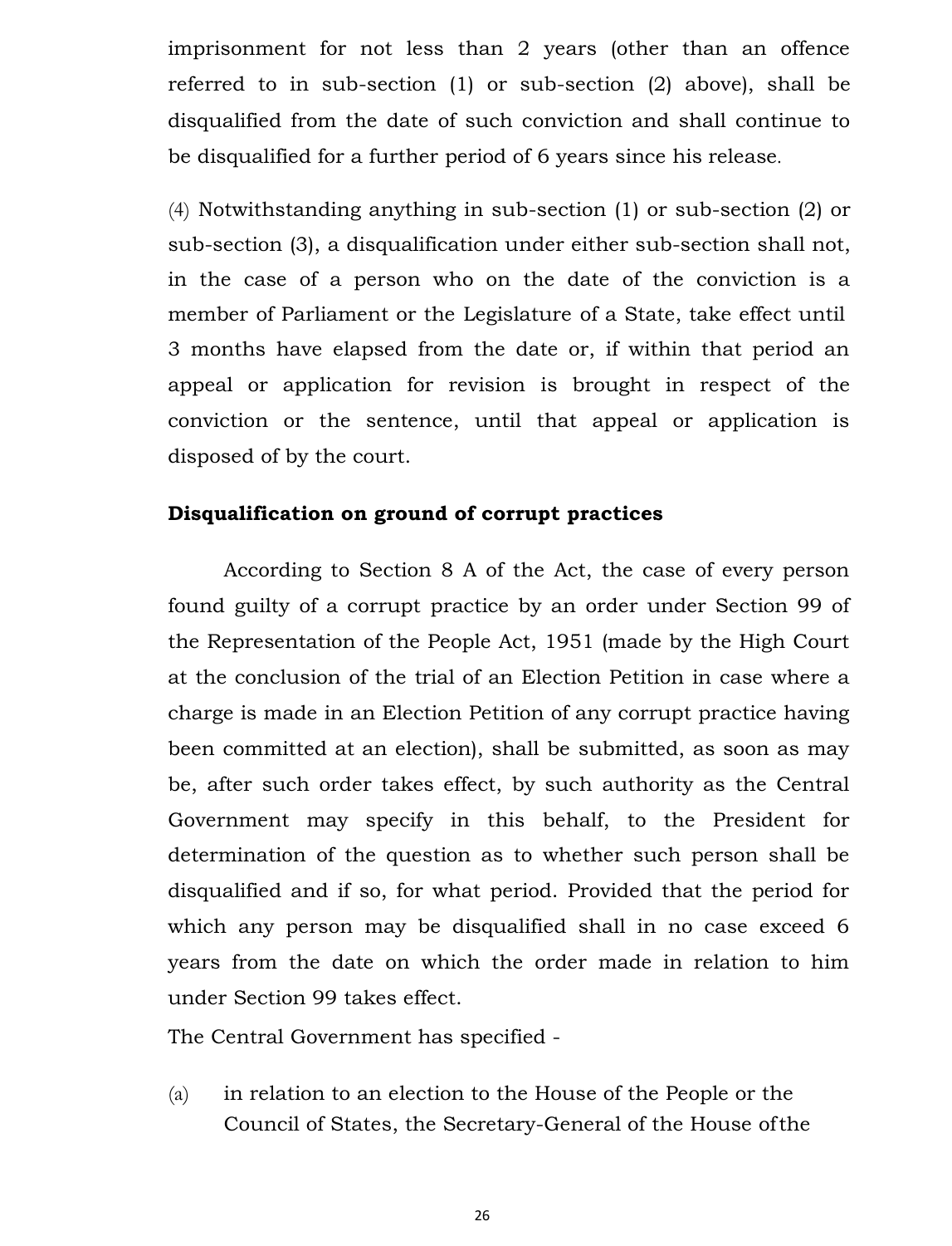imprisonment for not less than 2 years (other than an offence referred to in sub-section (1) or sub-section (2) above), shall be disqualified from the date of such conviction and shall continue to be disqualified for a further period of 6 years since his release.

(4) Notwithstanding anything in sub-section (1) or sub-section (2) or sub-section (3), a disqualification under either sub-section shall not, in the case of a person who on the date of the conviction is a member of Parliament or the Legislature of a State, take effect until 3 months have elapsed from the date or, if within that period an appeal or application for revision is brought in respect of the conviction or the sentence, until that appeal or application is disposed of by the court.

**Disqualification on ground of corrupt practices**

According to Section 8 A of the Act, the case of every person found guilty of a corrupt practice by an order under Section 99 of the Representation of the People Act, 1951 (made by the High Court at the conclusion of the trial of an Election Petition in case where a charge is made in an Election Petition of any corrupt practice having been committed at an election), shall be submitted, as soon as may be, after such order takes effect, by such authority as the Central Government may specify in this behalf, to the President for determination of the question as to whether such person shall be disqualified and if so, for what period. Provided that the period for which any person may be disqualified shall in no case exceed 6 years from the date on which the order made in relation to him under Section 99 takes effect.

The Central Government has specified -

(a) in relation to an election to the House of the People or the Council of States, the Secretary-General of the House of the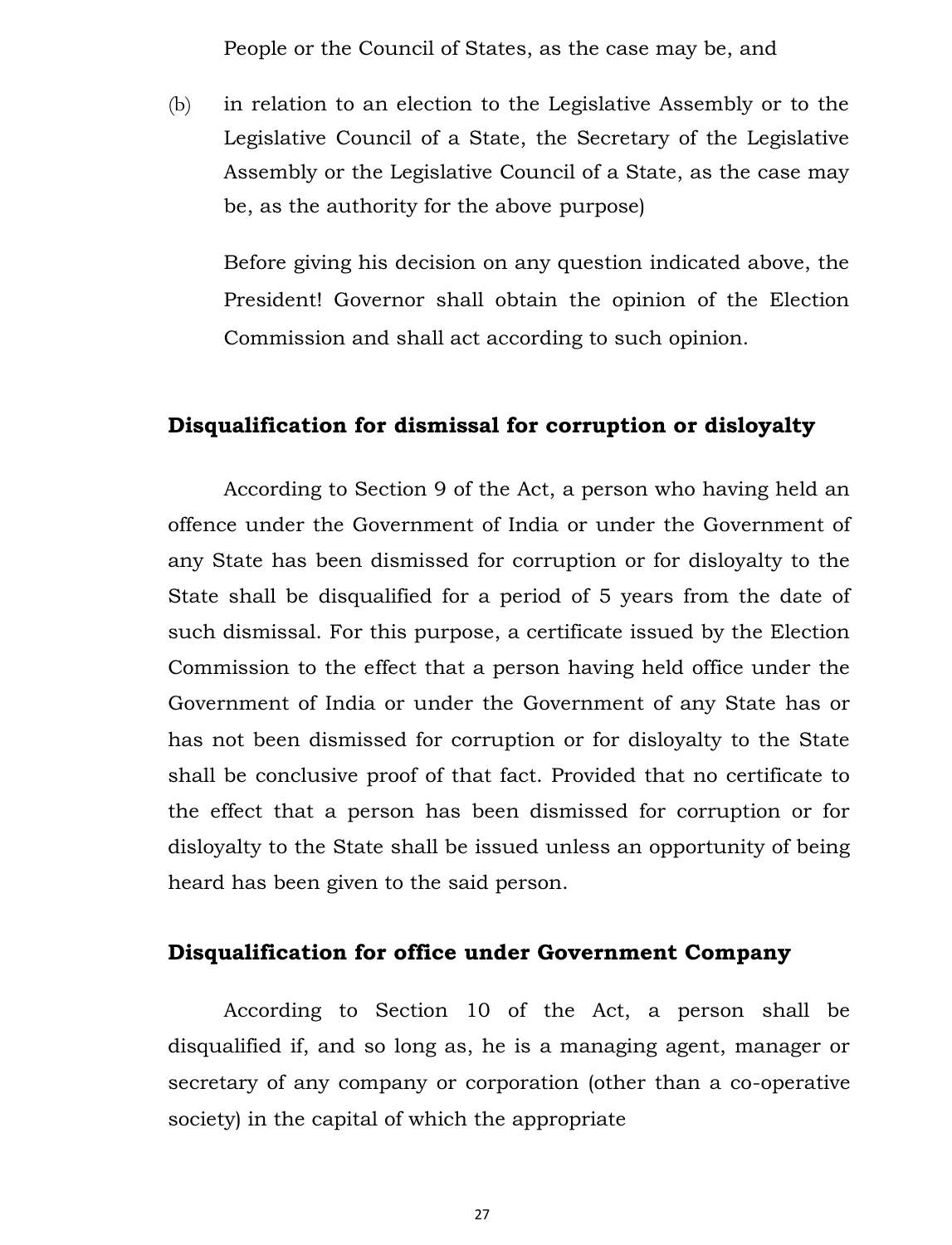People or the Council of States, as the case may be, and

(b) in relation to an election to the Legislative Assembly or to the Legislative Council of a State, the Secretary of the Legislative Assembly or the Legislative Council of a State, as the case may be, as the authority for the above purpose)

Before giving his decision on any question indicated above, the President! Governor shall obtain the opinion of the Election Commission and shall act according to such opinion.

**Disqualification for dismissal for corruption or disloyalty**

According to Section 9 of the Act, a person who having held an offence under the Government of India or under the Government of any State has been dismissed for corruption or for disloyalty to the State shall be disqualified for a period of 5 years from the date of such dismissal. For this purpose, a certificate issued by the Election Commission to the effect that a person having held office under the Government of India or under the Government of any State has or has not been dismissed for corruption or for disloyalty to the State shall be conclusive proof of that fact. Provided that no certificate to the effect that a person has been dismissed for corruption or for disloyalty to the State shall be issued unless an opportunity of being heard has been given to the said person.

**Disqualification for office under Government Company**

According to Section 10 of the Act, a person shall be disqualified if, and so long as, he is a managing agent, manager or secretary of any company or corporation (other than a co-operative society) in the capital of which the appropriate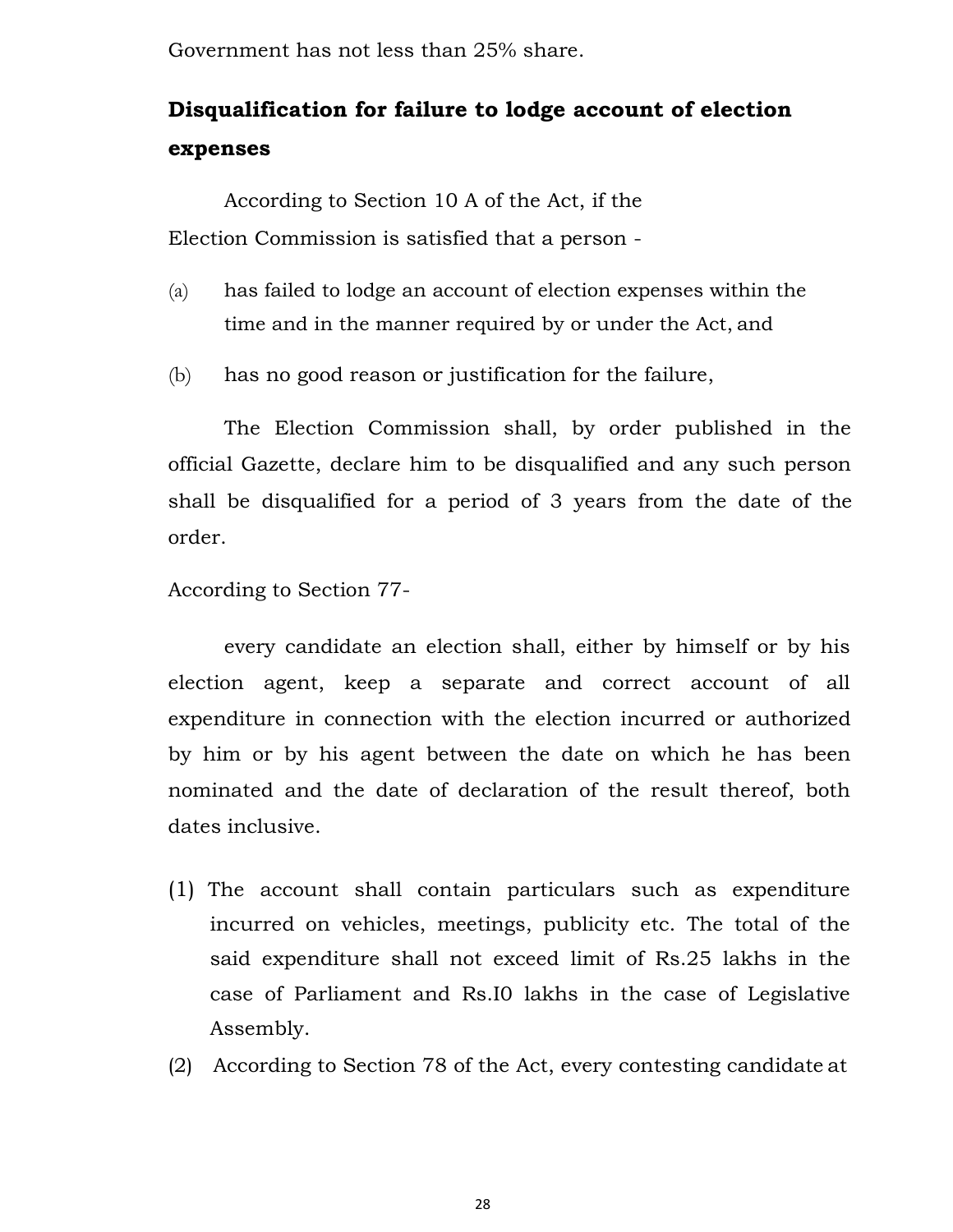Government has not less than 25% share.

## Disqualification for failure to lodge account of election expenses

According to Section 10 A of the Act, if the Election Commission is satisfied that a person -

(a) has failed to lodge an account of election expenses within the time and in the manner required by or under the Act, and

(b) has no good reason or justification for the failure,

The Election Commission shall, by order published in the official Gazette, declare him to be disqualified and any such person shall be disqualified for a period of 3 years from the date of the order.

According to Section 77-

every candidate an election shall, either by himself or by his election agent, keep a separate and correct account of all expenditure in connection with the election incurred or authorized by him or by his agent between the date on which he has been nominated and the date of declaration of the result thereof, both dates inclusive.

(1) The account shall contain particulars such as expenditure incurred on vehicles, meetings, publicity etc. The total of the said expenditure shall not exceed limit of Rs.25 lakhs in the case of Parliament and Rs.I0 lakhs in the case of Legislative Assembly.

(2) According to Section 78 of the Act, every contesting candidate at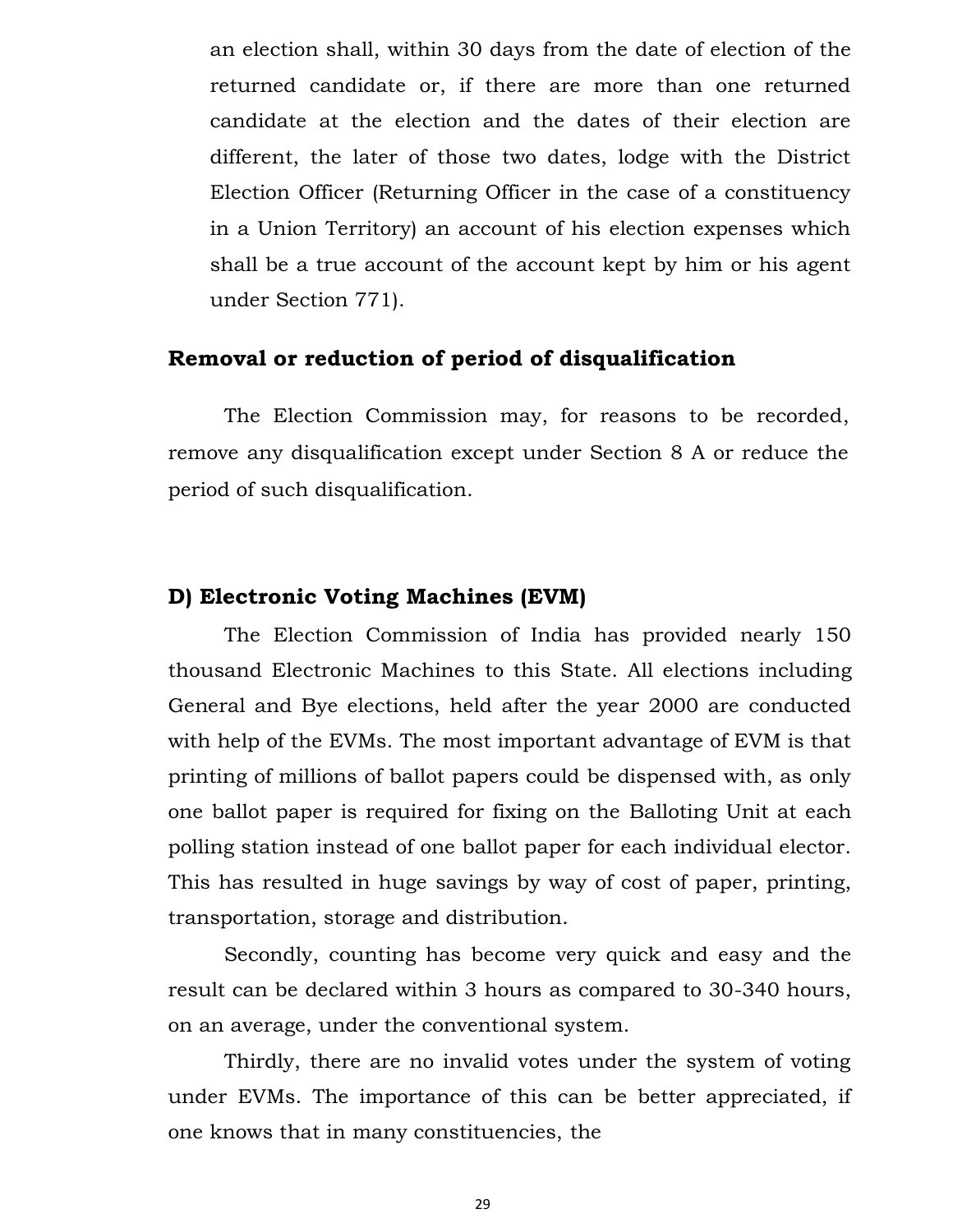an election shall, within 30 days from the date of election of the returned candidate or, if there are more than one returned candidate at the election and the dates of their election are different, the later of those two dates, lodge with the District Election Officer (Returning Officer in the case of a constituency in a Union Territory) an account of his election expenses which shall be a true account of the account kept by him or his agent under Section 771).

### Removal or reduction of period of disqualification

The Election Commission may, for reasons to be recorded, remove any disqualification except under Section 8 A or reduce the period of such disqualification.

### D) Electronic Voting Machines (EVM)

The Election Commission of India has provided nearly 150 thousand Electronic Machines to this State. All elections including General and Bye elections, held after the year 2000 are conducted with help of the EVMs. The most important advantage of EVM is that printing of millions of ballot papers could be dispensed with, as only one ballot paper is required for fixing on the Balloting Unit at each polling station instead of one ballot paper for each individual elector. This has resulted in huge savings by way of cost of paper, printing, transportation, storage and distribution.

Secondly, counting has become very quick and easy and the result can be declared within 3 hours as compared to 30-340 hours, on an average, under the conventional system.

Thirdly, there are no invalid votes under the system of voting under EVMs. The importance of this can be better appreciated, if one knows that in many constituencies, the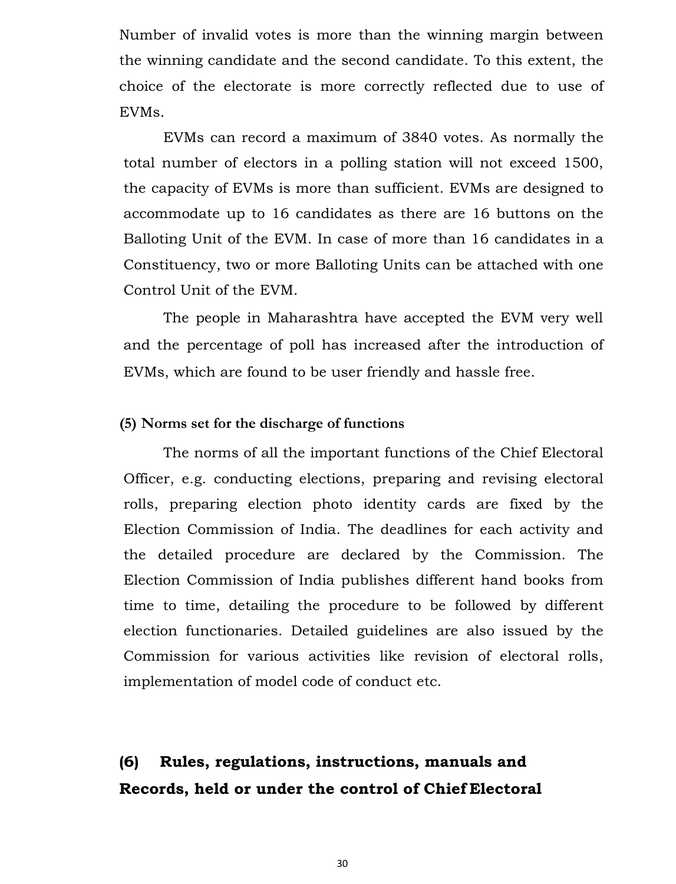Number of invalid votes is more than the winning margin between the winning candidate and the second candidate. To this extent, the choice of the electorate is more correctly reflected due to use of EVMs.

EVMs can record a maximum of 3840 votes. As normally the total number of electors in a polling station will not exceed 1500, the capacity of EVMs is more than sufficient. EVMs are designed to accommodate up to 16 candidates as there are 16 buttons on the Balloting Unit of the EVM. In case of more than 16 candidates in a Constituency, two or more Balloting Units can be attached with one Control Unit of the EVM.

The people in Maharashtra have accepted the EVM very well and the percentage of poll has increased after the introduction of EVMs, which are found to be user friendly and hassle free.

**(5) Norms set for the discharge of functions**

The norms of all the important functions of the Chief Electoral Officer, e.g. conducting elections, preparing and revising electoral rolls, preparing election photo identity cards are fixed by the Election Commission of India. The deadlines for each activity and the detailed procedure are declared by the Commission. The Election Commission of India publishes different hand books from time to time, detailing the procedure to be followed by different election functionaries. Detailed guidelines are also issued by the Commission for various activities like revision of electoral rolls, implementation of model code of conduct etc.

## (6) Rules, regulations, instructions, manuals and Records, held or under the control of Chief Electoral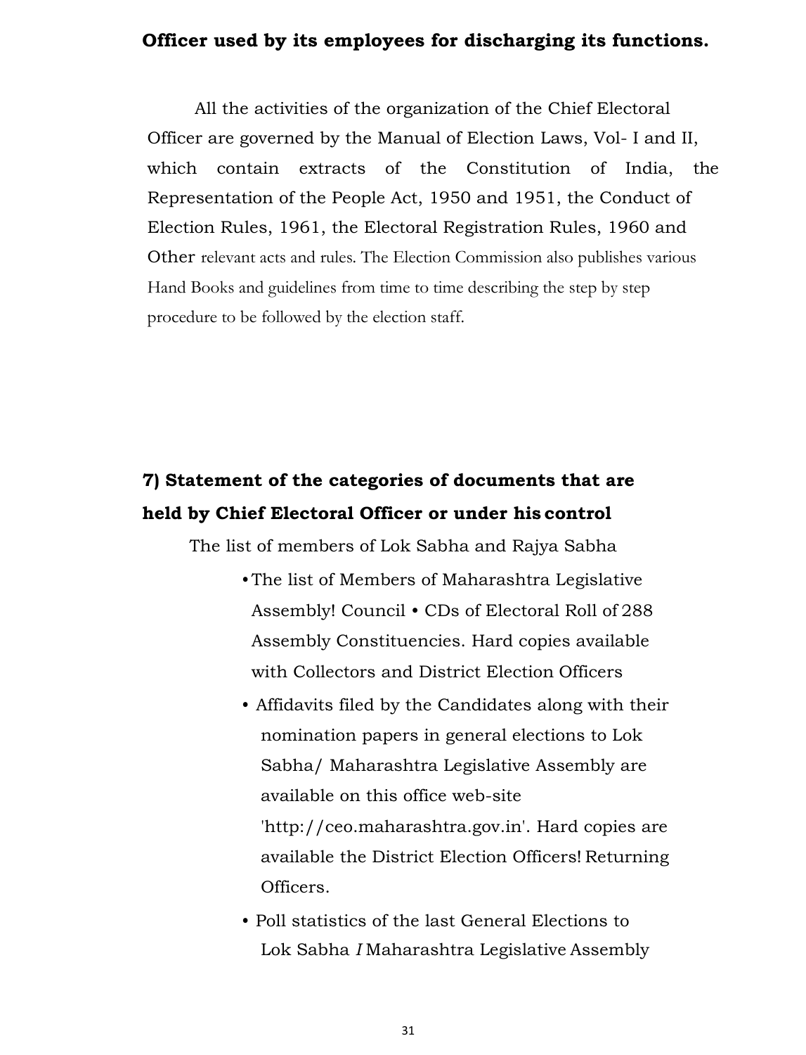**Officer used by its employees for discharging its functions.**

All the activities of the organization of the Chief Electoral Officer are governed by the Manual of Election Laws, Vol- I and II, which contain extracts of the Constitution of India, the Representation of the People Act, 1950 and 1951, the Conduct of Election Rules, 1961, the Electoral Registration Rules, 1960 and Other relevant acts and rules. The Election Commission also publishes various Hand Books and guidelines from time to time describing the step by step procedure to be followed by the election staff.

## 7) Statement of the categories of documents that are held by Chief Electoral Officer or under his control

The list of members of Lok Sabha and Rajya Sabha

- The list of Members of Maharashtra Legislative Assembly! Council • CDs of Electoral Roll of 288 Assembly Constituencies. Hard copies available with Collectors and District Election Officers
- Affidavits filed by the Candidates along with their nomination papers in general elections to Lok Sabha/ Maharashtra Legislative Assembly are available on this office web-site 'http://ceo.maharashtra.gov.in'. Hard copies are available the District Election Officers! Returning Officers.
- Poll statistics of the last General Elections to Lok Sabha *I* Maharashtra Legislative Assembly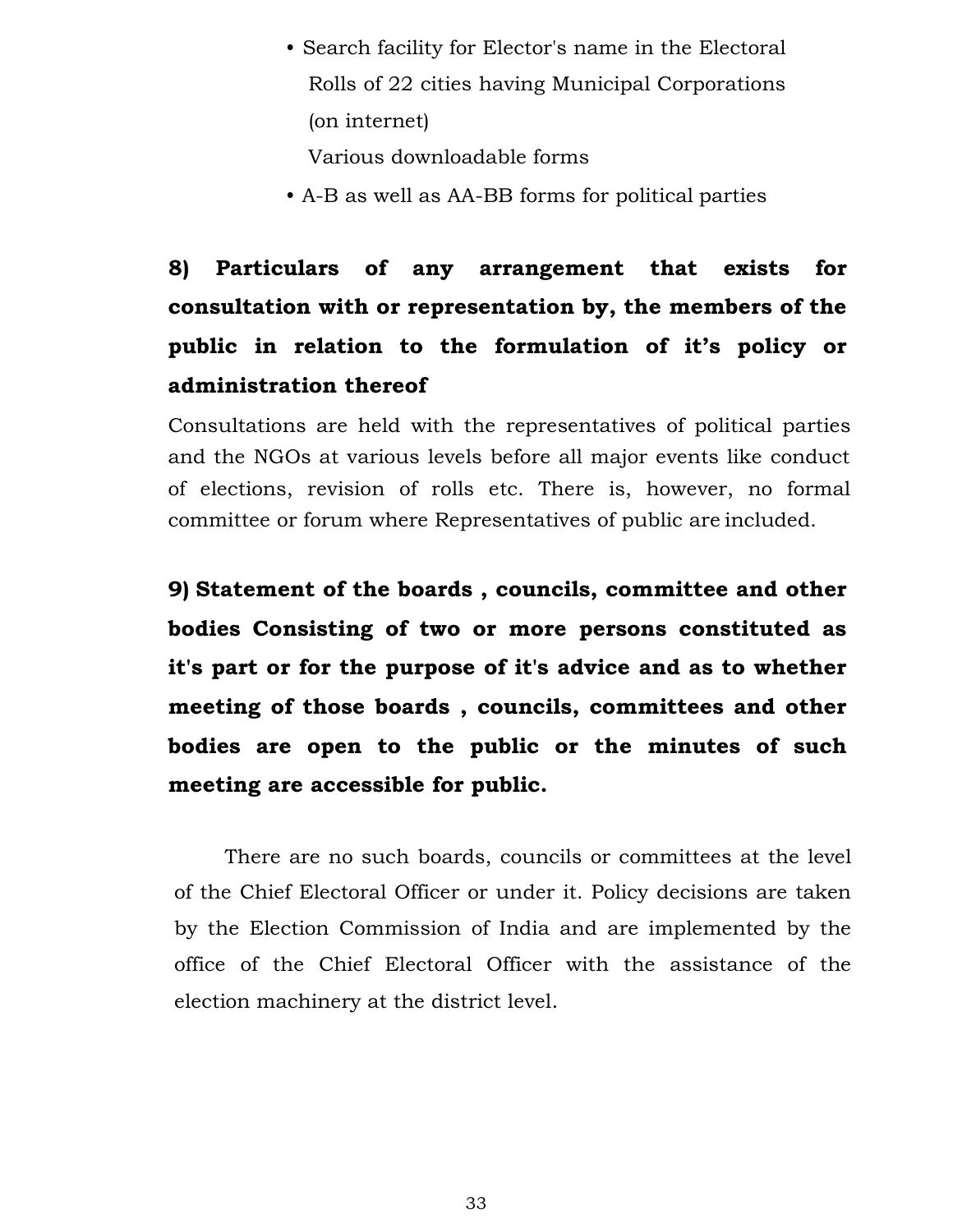- Search facility for Elector's name in the Electoral Rolls of 22 cities having Municipal Corporations (on internet)

  Various downloadable forms
- A-B as well as AA-BB forms for political parties

**8) Particulars of any arrangement that exists for consultation with or representation by, the members of the public in relation to the formulation of it's policy or administration thereof**

Consultations are held with the representatives of political parties and the NGOs at various levels before all major events like conduct of elections, revision of rolls etc. There is, however, no formal committee or forum where Representatives of public are included.

**9) Statement of the boards , councils, committee and other bodies Consisting of two or more persons constituted as it's part or for the purpose of it's advice and as to whether meeting of those boards , councils, committees and other bodies are open to the public or the minutes of such meeting are accessible for public.**

There are no such boards, councils or committees at the level of the Chief Electoral Officer or under it. Policy decisions are taken by the Election Commission of India and are implemented by the office of the Chief Electoral Officer with the assistance of the election machinery at the district level.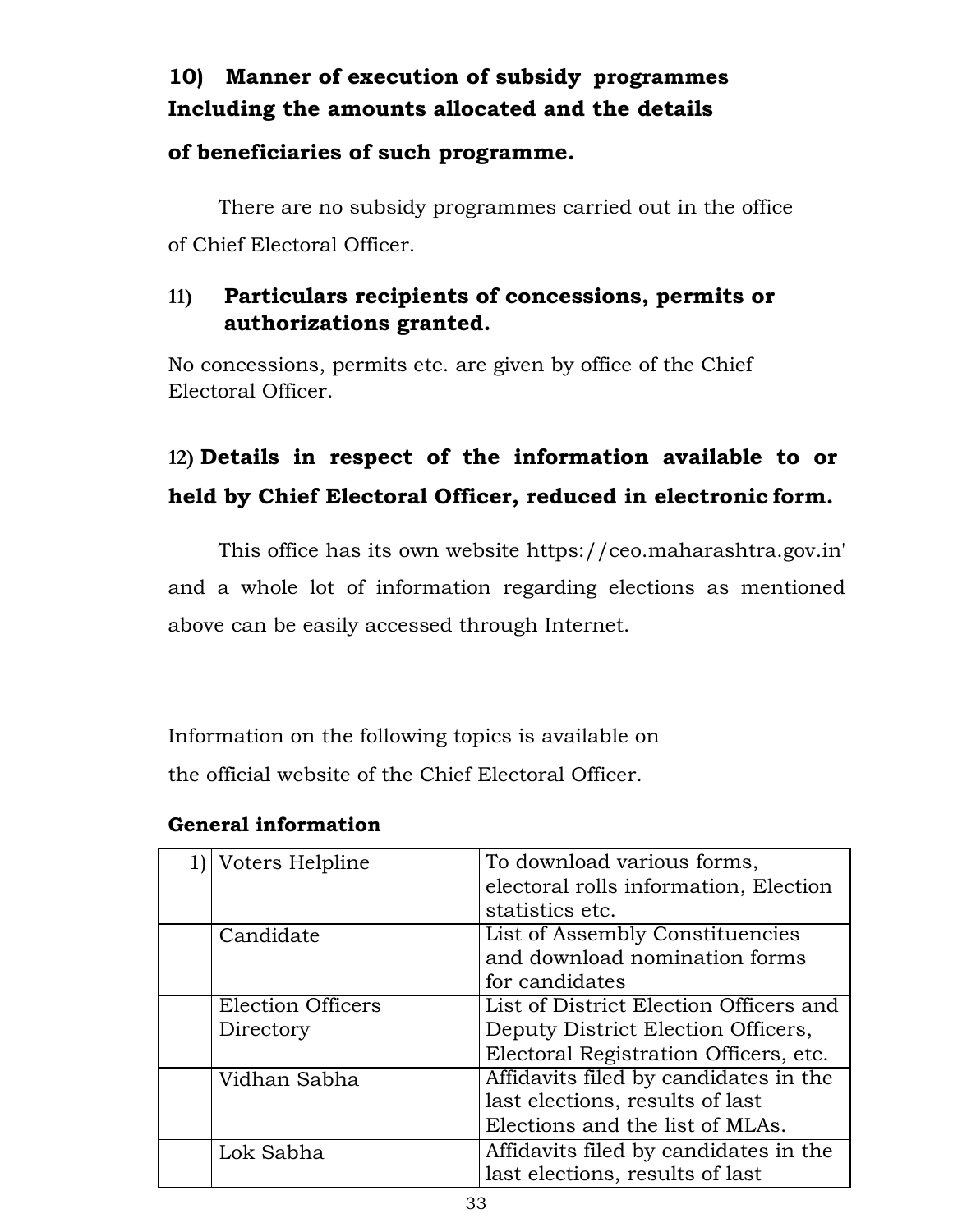## 10) Manner of execution of subsidy programmes Including the amounts allocated and the details of beneficiaries of such programme.

There are no subsidy programmes carried out in the office of Chief Electoral Officer.

## 11) Particulars recipients of concessions, permits or authorizations granted.

No concessions, permits etc. are given by office of the Chief Electoral Officer.

## 12) Details in respect of the information available to or held by Chief Electoral Officer, reduced in electronic form.

This office has its own website https://ceo.maharashtra.gov.in' and a whole lot of information regarding elections as mentioned above can be easily accessed through Internet.

Information on the following topics is available on the official website of the Chief Electoral Officer.

**General information**

| | | |
|---|---|---|
| 1) | Voters Helpline | To download various forms, electoral rolls information, Election statistics etc. |
| | Candidate | List of Assembly Constituencies and download nomination forms for candidates |
| | Election Officers Directory | List of District Election Officers and Deputy District Election Officers, Electoral Registration Officers, etc. |
| | Vidhan Sabha | Affidavits filed by candidates in the last elections, results of last Elections and the list of MLAs. |
| | Lok Sabha | Affidavits filed by candidates in the last elections, results of last |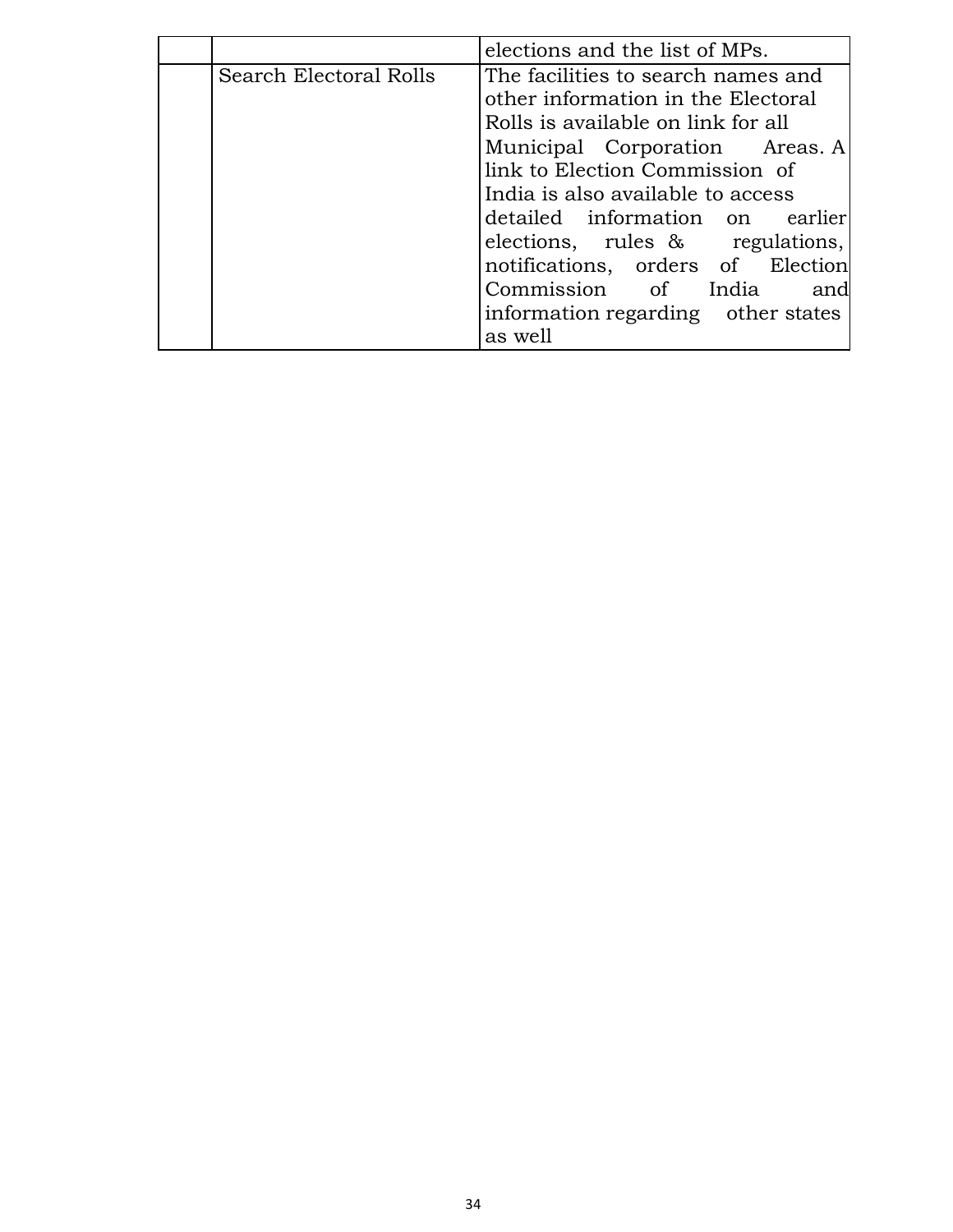| | | |
|---|---|---|
| | | elections and the list of MPs. |
| | Search Electoral Rolls | The facilities to search names and other information in the Electoral Rolls is available on link for all Municipal Corporation Areas. A link to Election Commission of India is also available to access detailed information on earlier elections, rules & regulations, notifications, orders of Election Commission of India and information regarding other states as well |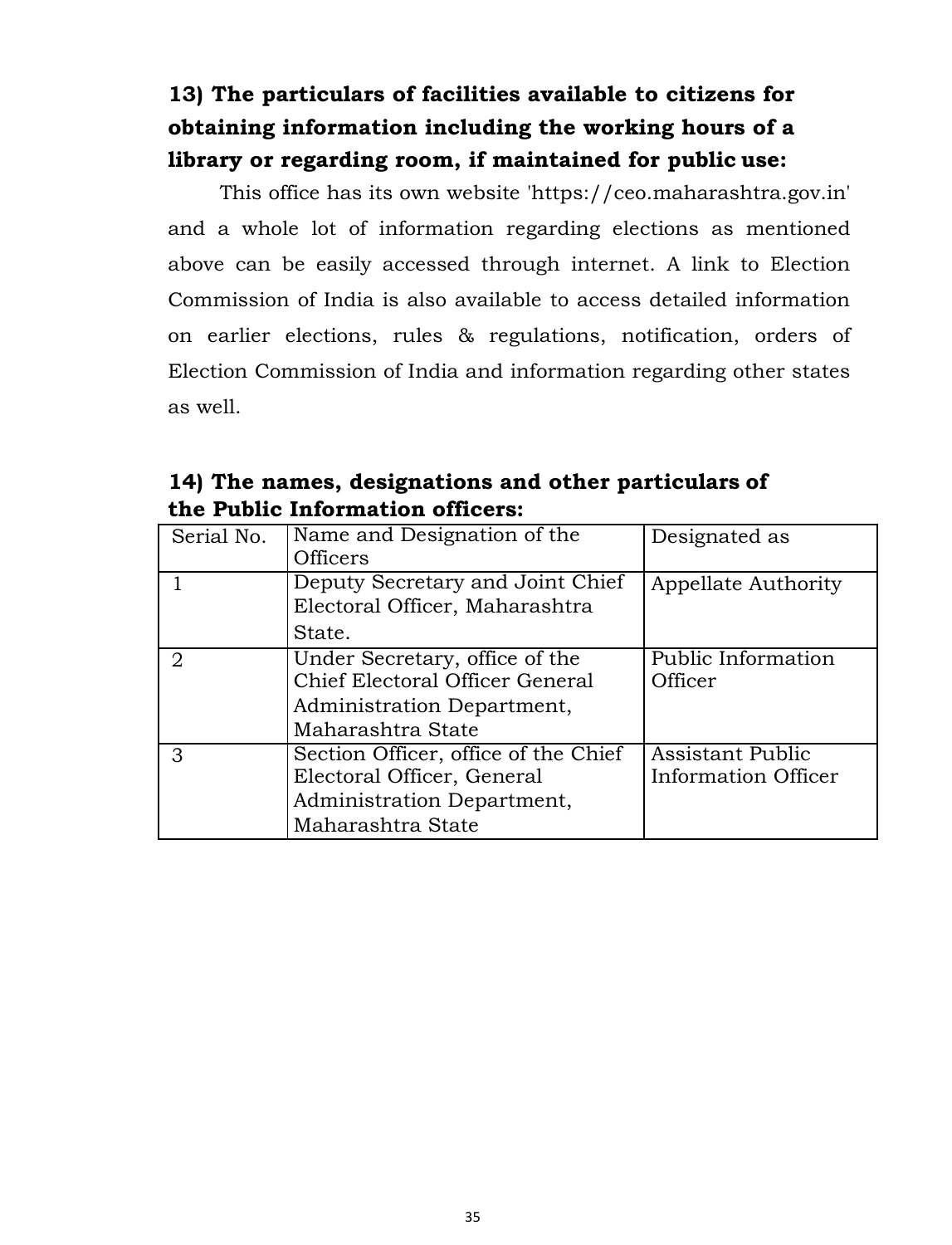## 13) The particulars of facilities available to citizens for obtaining information including the working hours of a library or regarding room, if maintained for public use:

This office has its own website 'https://ceo.maharashtra.gov.in' and a whole lot of information regarding elections as mentioned above can be easily accessed through internet. A link to Election Commission of India is also available to access detailed information on earlier elections, rules & regulations, notification, orders of Election Commission of India and information regarding other states as well.

## 14) The names, designations and other particulars of the Public Information officers:

| Serial No. | Name and Designation of the Officers | Designated as |
|---|---|---|
| 1 | Deputy Secretary and Joint Chief Electoral Officer, Maharashtra State. | Appellate Authority |
| 2 | Under Secretary, office of the Chief Electoral Officer General Administration Department, Maharashtra State | Public Information Officer |
| 3 | Section Officer, office of the Chief Electoral Officer, General Administration Department, Maharashtra State | Assistant Public Information Officer |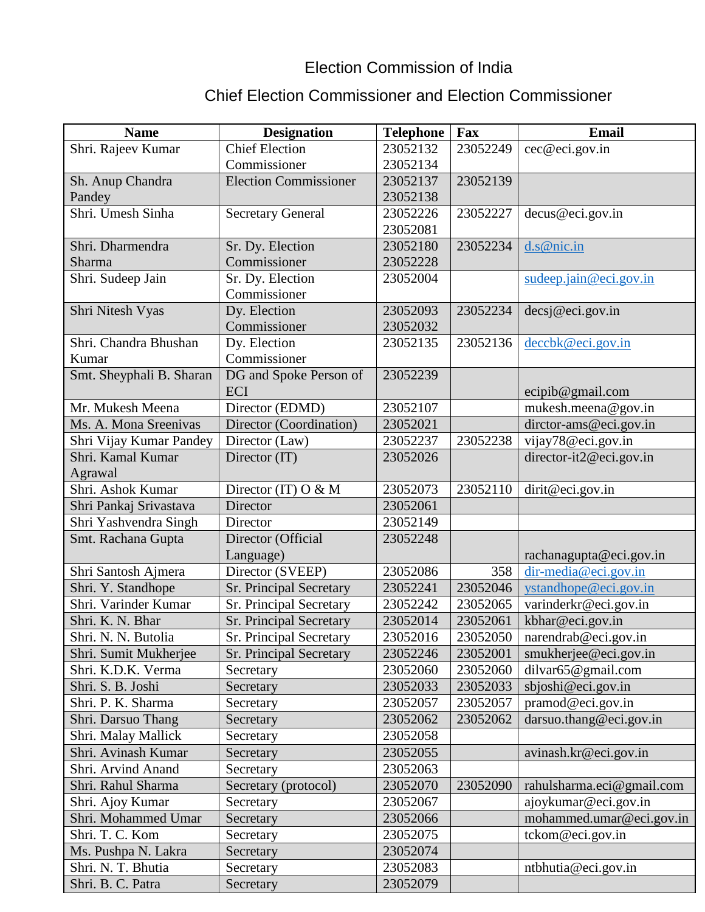Election Commission of India

Chief Election Commissioner and Election Commissioner

| Name | Designation | Telephone | Fax | Email |
|---|---|---|---|---|
| Shri. Rajeev Kumar | Chief Election Commissioner | 23052132 23052134 | 23052249 | cec@eci.gov.in |
| Sh. Anup Chandra Pandey | Election Commissioner | 23052137 23052138 | 23052139 | |
| Shri. Umesh Sinha | Secretary General | 23052226 23052081 | 23052227 | decus@eci.gov.in |
| Shri. Dharmendra Sharma | Sr. Dy. Election Commissioner | 23052180 23052228 | 23052234 | d.s@nic.in |
| Shri. Sudeep Jain | Sr. Dy. Election Commissioner | 23052004 | | sudeep.jain@eci.gov.in |
| Shri Nitesh Vyas | Dy. Election Commissioner | 23052093 23052032 | 23052234 | decsj@eci.gov.in |
| Shri. Chandra Bhushan Kumar | Dy. Election Commissioner | 23052135 | 23052136 | deccbk@eci.gov.in |
| Smt. Sheyphali B. Sharan | DG and Spoke Person of ECI | 23052239 | | ecipib@gmail.com |
| Mr. Mukesh Meena | Director (EDMD) | 23052107 | | mukesh.meena@gov.in |
| Ms. A. Mona Sreenivas | Director (Coordination) | 23052021 | | dirctor-ams@eci.gov.in |
| Shri Vijay Kumar Pandey | Director (Law) | 23052237 | 23052238 | vijay78@eci.gov.in |
| Shri. Kamal Kumar Agrawal | Director (IT) | 23052026 | | director-it2@eci.gov.in |
| Shri. Ashok Kumar | Director (IT) O & M | 23052073 | 23052110 | dirit@eci.gov.in |
| Shri Pankaj Srivastava | Director | 23052061 | | |
| Shri Yashvendra Singh | Director | 23052149 | | |
| Smt. Rachana Gupta | Director (Official Language) | 23052248 | | rachanagupta@eci.gov.in |
| Shri Santosh Ajmera | Director (SVEEP) | 23052086 | 358 | dir-media@eci.gov.in |
| Shri. Y. Standhope | Sr. Principal Secretary | 23052241 | 23052046 | ystandhope@eci.gov.in |
| Shri. Varinder Kumar | Sr. Principal Secretary | 23052242 | 23052065 | varinderkr@eci.gov.in |
| Shri. K. N. Bhar | Sr. Principal Secretary | 23052014 | 23052061 | kbhar@eci.gov.in |
| Shri. N. N. Butolia | Sr. Principal Secretary | 23052016 | 23052050 | narendrab@eci.gov.in |
| Shri. Sumit Mukherjee | Sr. Principal Secretary | 23052246 | 23052001 | smukherjee@eci.gov.in |
| Shri. K.D.K. Verma | Secretary | 23052060 | 23052060 | dilvar65@gmail.com |
| Shri. S. B. Joshi | Secretary | 23052033 | 23052033 | sbjoshi@eci.gov.in |
| Shri. P. K. Sharma | Secretary | 23052057 | 23052057 | pramod@eci.gov.in |
| Shri. Darsuo Thang | Secretary | 23052062 | 23052062 | darsuo.thang@eci.gov.in |
| Shri. Malay Mallick | Secretary | 23052058 | | |
| Shri. Avinash Kumar | Secretary | 23052055 | | avinash.kr@eci.gov.in |
| Shri. Arvind Anand | Secretary | 23052063 | | |
| Shri. Rahul Sharma | Secretary (protocol) | 23052070 | 23052090 | rahulsharma.eci@gmail.com |
| Shri. Ajoy Kumar | Secretary | 23052067 | | ajoykumar@eci.gov.in |
| Shri. Mohammed Umar | Secretary | 23052066 | | mohammed.umar@eci.gov.in |
| Shri. T. C. Kom | Secretary | 23052075 | | tckom@eci.gov.in |
| Ms. Pushpa N. Lakra | Secretary | 23052074 | | |
| Shri. N. T. Bhutia | Secretary | 23052083 | | ntbhutia@eci.gov.in |
| Shri. B. C. Patra | Secretary | 23052079 | | |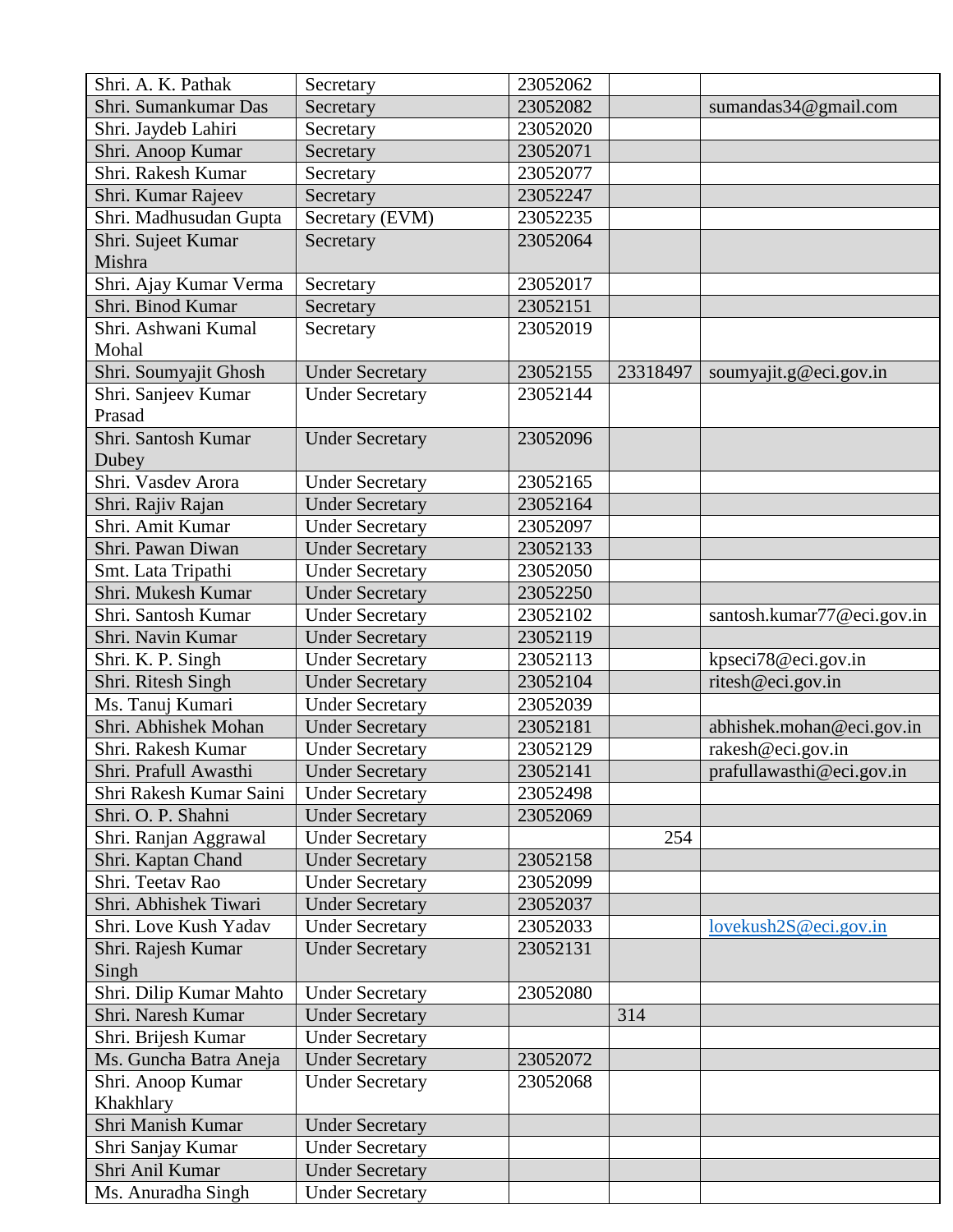| | | | | |
|---|---|---|---|---|
| Shri. A. K. Pathak | Secretary | 23052062 | | |
| Shri. Sumankumar Das | Secretary | 23052082 | | sumandas34@gmail.com |
| Shri. Jaydeb Lahiri | Secretary | 23052020 | | |
| Shri. Anoop Kumar | Secretary | 23052071 | | |
| Shri. Rakesh Kumar | Secretary | 23052077 | | |
| Shri. Kumar Rajeev | Secretary | 23052247 | | |
| Shri. Madhusudan Gupta | Secretary (EVM) | 23052235 | | |
| Shri. Sujeet Kumar Mishra | Secretary | 23052064 | | |
| Shri. Ajay Kumar Verma | Secretary | 23052017 | | |
| Shri. Binod Kumar | Secretary | 23052151 | | |
| Shri. Ashwani Kumal Mohal | Secretary | 23052019 | | |
| Shri. Soumyajit Ghosh | Under Secretary | 23052155 | 23318497 | soumyajit.g@eci.gov.in |
| Shri. Sanjeev Kumar Prasad | Under Secretary | 23052144 | | |
| Shri. Santosh Kumar Dubey | Under Secretary | 23052096 | | |
| Shri. Vasdev Arora | Under Secretary | 23052165 | | |
| Shri. Rajiv Rajan | Under Secretary | 23052164 | | |
| Shri. Amit Kumar | Under Secretary | 23052097 | | |
| Shri. Pawan Diwan | Under Secretary | 23052133 | | |
| Smt. Lata Tripathi | Under Secretary | 23052050 | | |
| Shri. Mukesh Kumar | Under Secretary | 23052250 | | |
| Shri. Santosh Kumar | Under Secretary | 23052102 | | santosh.kumar77@eci.gov.in |
| Shri. Navin Kumar | Under Secretary | 23052119 | | |
| Shri. K. P. Singh | Under Secretary | 23052113 | | kpseci78@eci.gov.in |
| Shri. Ritesh Singh | Under Secretary | 23052104 | | ritesh@eci.gov.in |
| Ms. Tanuj Kumari | Under Secretary | 23052039 | | |
| Shri. Abhishek Mohan | Under Secretary | 23052181 | | abhishek.mohan@eci.gov.in |
| Shri. Rakesh Kumar | Under Secretary | 23052129 | | rakesh@eci.gov.in |
| Shri. Prafull Awasthi | Under Secretary | 23052141 | | prafullawasthi@eci.gov.in |
| Shri Rakesh Kumar Saini | Under Secretary | 23052498 | | |
| Shri. O. P. Shahni | Under Secretary | 23052069 | | |
| Shri. Ranjan Aggrawal | Under Secretary | | 254 | |
| Shri. Kaptan Chand | Under Secretary | 23052158 | | |
| Shri. Teetav Rao | Under Secretary | 23052099 | | |
| Shri. Abhishek Tiwari | Under Secretary | 23052037 | | |
| Shri. Love Kush Yadav | Under Secretary | 23052033 | | lovekush2S@eci.gov.in |
| Shri. Rajesh Kumar Singh | Under Secretary | 23052131 | | |
| Shri. Dilip Kumar Mahto | Under Secretary | 23052080 | | |
| Shri. Naresh Kumar | Under Secretary | | 314 | |
| Shri. Brijesh Kumar | Under Secretary | | | |
| Ms. Guncha Batra Aneja | Under Secretary | 23052072 | | |
| Shri. Anoop Kumar Khakhlary | Under Secretary | 23052068 | | |
| Shri Manish Kumar | Under Secretary | | | |
| Shri Sanjay Kumar | Under Secretary | | | |
| Shri Anil Kumar | Under Secretary | | | |
| Ms. Anuradha Singh | Under Secretary | | | |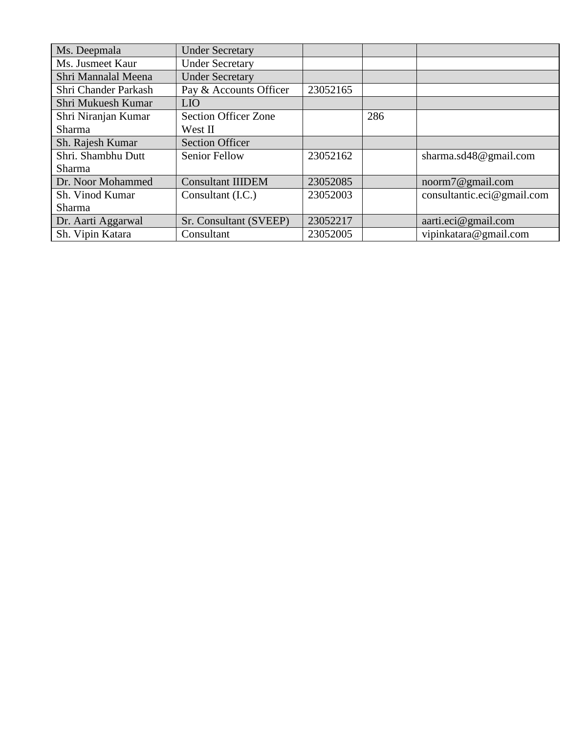| | | | | |
|---|---|---|---|---|
| Ms. Deepmala | Under Secretary | | | |
| Ms. Jusmeet Kaur | Under Secretary | | | |
| Shri Mannalal Meena | Under Secretary | | | |
| Shri Chander Parkash | Pay & Accounts Officer | 23052165 | | |
| Shri Mukuesh Kumar | LIO | | | |
| Shri Niranjan Kumar Sharma | Section Officer Zone West II | | 286 | |
| Sh. Rajesh Kumar | Section Officer | | | |
| Shri. Shambhu Dutt Sharma | Senior Fellow | 23052162 | | sharma.sd48@gmail.com |
| Dr. Noor Mohammed | Consultant IIIDEM | 23052085 | | noorm7@gmail.com |
| Sh. Vinod Kumar Sharma | Consultant (I.C.) | 23052003 | | consultantic.eci@gmail.com |
| Dr. Aarti Aggarwal | Sr. Consultant (SVEEP) | 23052217 | | aarti.eci@gmail.com |
| Sh. Vipin Katara | Consultant | 23052005 | | vipinkatara@gmail.com |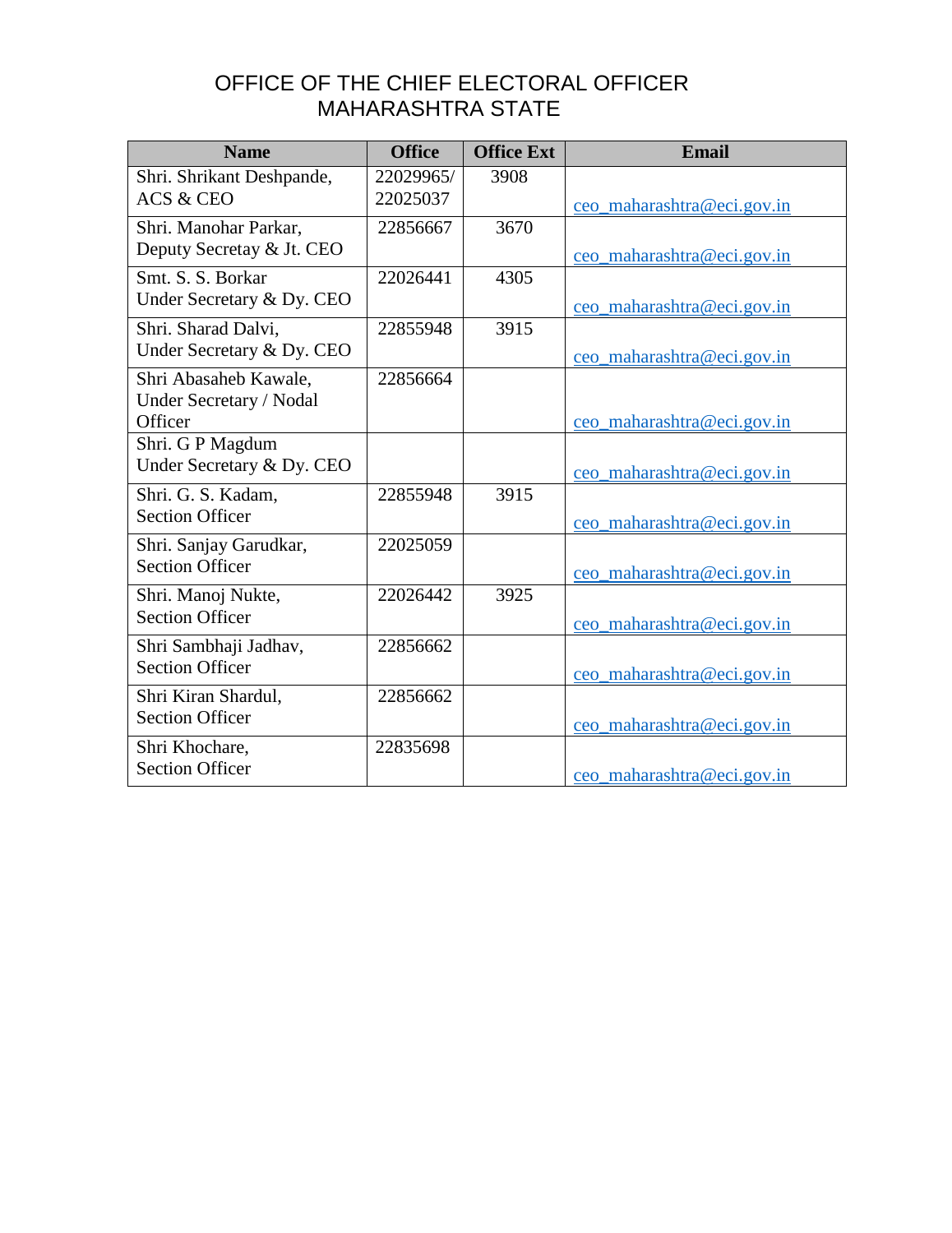# OFFICE OF THE CHIEF ELECTORAL OFFICER
# MAHARASHTRA STATE

| Name | Office | Office Ext | Email |
| --- | --- | --- | --- |
| Shri. Shrikant Deshpande, ACS & CEO | 22029965/ 22025037 | 3908 | ceo_maharashtra@eci.gov.in |
| Shri. Manohar Parkar, Deputy Secretay & Jt. CEO | 22856667 | 3670 | ceo_maharashtra@eci.gov.in |
| Smt. S. S. Borkar Under Secretary & Dy. CEO | 22026441 | 4305 | ceo_maharashtra@eci.gov.in |
| Shri. Sharad Dalvi, Under Secretary & Dy. CEO | 22855948 | 3915 | ceo_maharashtra@eci.gov.in |
| Shri Abasaheb Kawale, Under Secretary / Nodal Officer | 22856664 | | ceo_maharashtra@eci.gov.in |
| Shri. G P Magdum Under Secretary & Dy. CEO | | | ceo_maharashtra@eci.gov.in |
| Shri. G. S. Kadam, Section Officer | 22855948 | 3915 | ceo_maharashtra@eci.gov.in |
| Shri. Sanjay Garudkar, Section Officer | 22025059 | | ceo_maharashtra@eci.gov.in |
| Shri. Manoj Nukte, Section Officer | 22026442 | 3925 | ceo_maharashtra@eci.gov.in |
| Shri Sambhaji Jadhav, Section Officer | 22856662 | | ceo_maharashtra@eci.gov.in |
| Shri Kiran Shardul, Section Officer | 22856662 | | ceo_maharashtra@eci.gov.in |
| Shri Khochare, Section Officer | 22835698 | | ceo_maharashtra@eci.gov.in |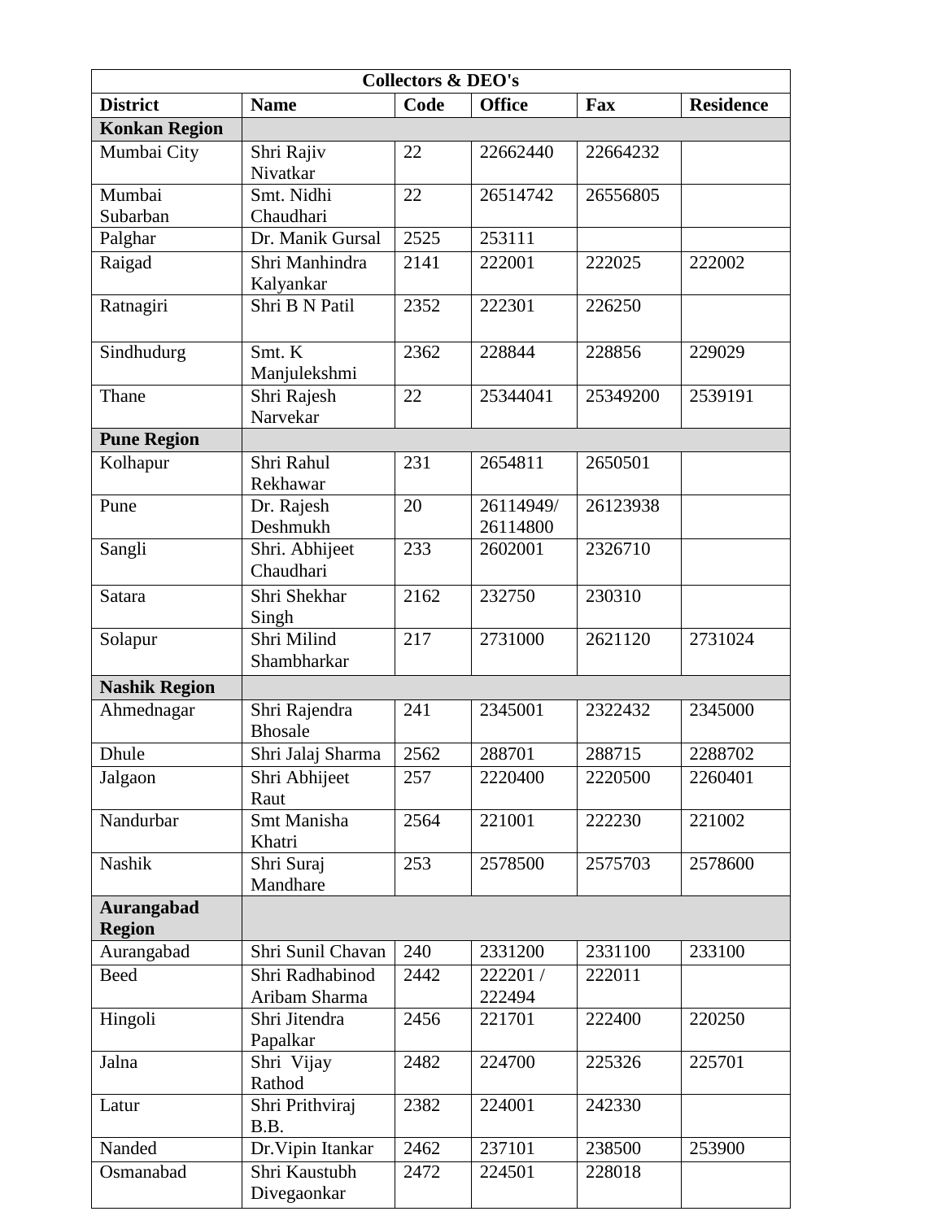| Collectors & DEO's | | | | | |
|---|---|---|---|---|---|
| **District** | **Name** | **Code** | **Office** | **Fax** | **Residence** |
| **Konkan Region** | | | | | |
| Mumbai City | Shri Rajiv Nivatkar | 22 | 22662440 | 22664232 | |
| Mumbai Subarban | Smt. Nidhi Chaudhari | 22 | 26514742 | 26556805 | |
| Palghar | Dr. Manik Gursal | 2525 | 253111 | | |
| Raigad | Shri Manhindra Kalyankar | 2141 | 222001 | 222025 | 222002 |
| Ratnagiri | Shri B N Patil | 2352 | 222301 | 226250 | |
| Sindhudurg | Smt. K Manjulekshmi | 2362 | 228844 | 228856 | 229029 |
| Thane | Shri Rajesh Narvekar | 22 | 25344041 | 25349200 | 2539191 |
| **Pune Region** | | | | | |
| Kolhapur | Shri Rahul Rekhawar | 231 | 2654811 | 2650501 | |
| Pune | Dr. Rajesh Deshmukh | 20 | 26114949/ 26114800 | 26123938 | |
| Sangli | Shri. Abhijeet Chaudhari | 233 | 2602001 | 2326710 | |
| Satara | Shri Shekhar Singh | 2162 | 232750 | 230310 | |
| Solapur | Shri Milind Shambharkar | 217 | 2731000 | 2621120 | 2731024 |
| **Nashik Region** | | | | | |
| Ahmednagar | Shri Rajendra Bhosale | 241 | 2345001 | 2322432 | 2345000 |
| Dhule | Shri Jalaj Sharma | 2562 | 288701 | 288715 | 2288702 |
| Jalgaon | Shri Abhijeet Raut | 257 | 2220400 | 2220500 | 2260401 |
| Nandurbar | Smt Manisha Khatri | 2564 | 221001 | 222230 | 221002 |
| Nashik | Shri Suraj Mandhare | 253 | 2578500 | 2575703 | 2578600 |
| **Aurangabad Region** | | | | | |
| Aurangabad | Shri Sunil Chavan | 240 | 2331200 | 2331100 | 233100 |
| Beed | Shri Radhabinod Aribam Sharma | 2442 | 222201 / 222494 | 222011 | |
| Hingoli | Shri Jitendra Papalkar | 2456 | 221701 | 222400 | 220250 |
| Jalna | Shri Vijay Rathod | 2482 | 224700 | 225326 | 225701 |
| Latur | Shri Prithviraj B.B. | 2382 | 224001 | 242330 | |
| Nanded | Dr.Vipin Itankar | 2462 | 237101 | 238500 | 253900 |
| Osmanabad | Shri Kaustubh Divegaonkar | 2472 | 224501 | 228018 | |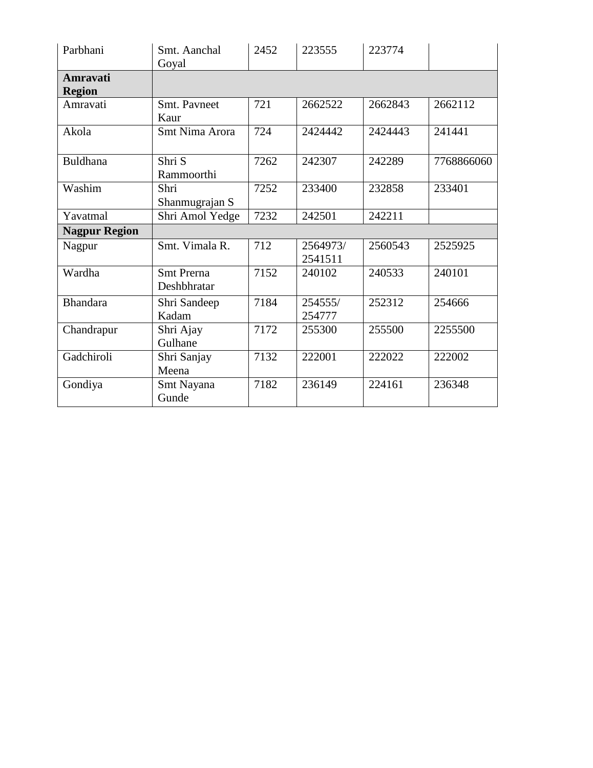| | | | | | |
|---|---|---|---|---|---|
| Parbhani | Smt. Aanchal Goyal | 2452 | 223555 | 223774 | |
| **Amravati Region** | | | | | |
| Amravati | Smt. Pavneet Kaur | 721 | 2662522 | 2662843 | 2662112 |
| Akola | Smt Nima Arora | 724 | 2424442 | 2424443 | 241441 |
| Buldhana | Shri S Rammoorthi | 7262 | 242307 | 242289 | 7768866060 |
| Washim | Shri Shanmugrajan S | 7252 | 233400 | 232858 | 233401 |
| Yavatmal | Shri Amol Yedge | 7232 | 242501 | 242211 | |
| **Nagpur Region** | | | | | |
| Nagpur | Smt. Vimala R. | 712 | 2564973/ 2541511 | 2560543 | 2525925 |
| Wardha | Smt Prerna Deshbhratar | 7152 | 240102 | 240533 | 240101 |
| Bhandara | Shri Sandeep Kadam | 7184 | 254555/ 254777 | 252312 | 254666 |
| Chandrapur | Shri Ajay Gulhane | 7172 | 255300 | 255500 | 2255500 |
| Gadchiroli | Shri Sanjay Meena | 7132 | 222001 | 222022 | 222002 |
| Gondiya | Smt Nayana Gunde | 7182 | 236149 | 224161 | 236348 |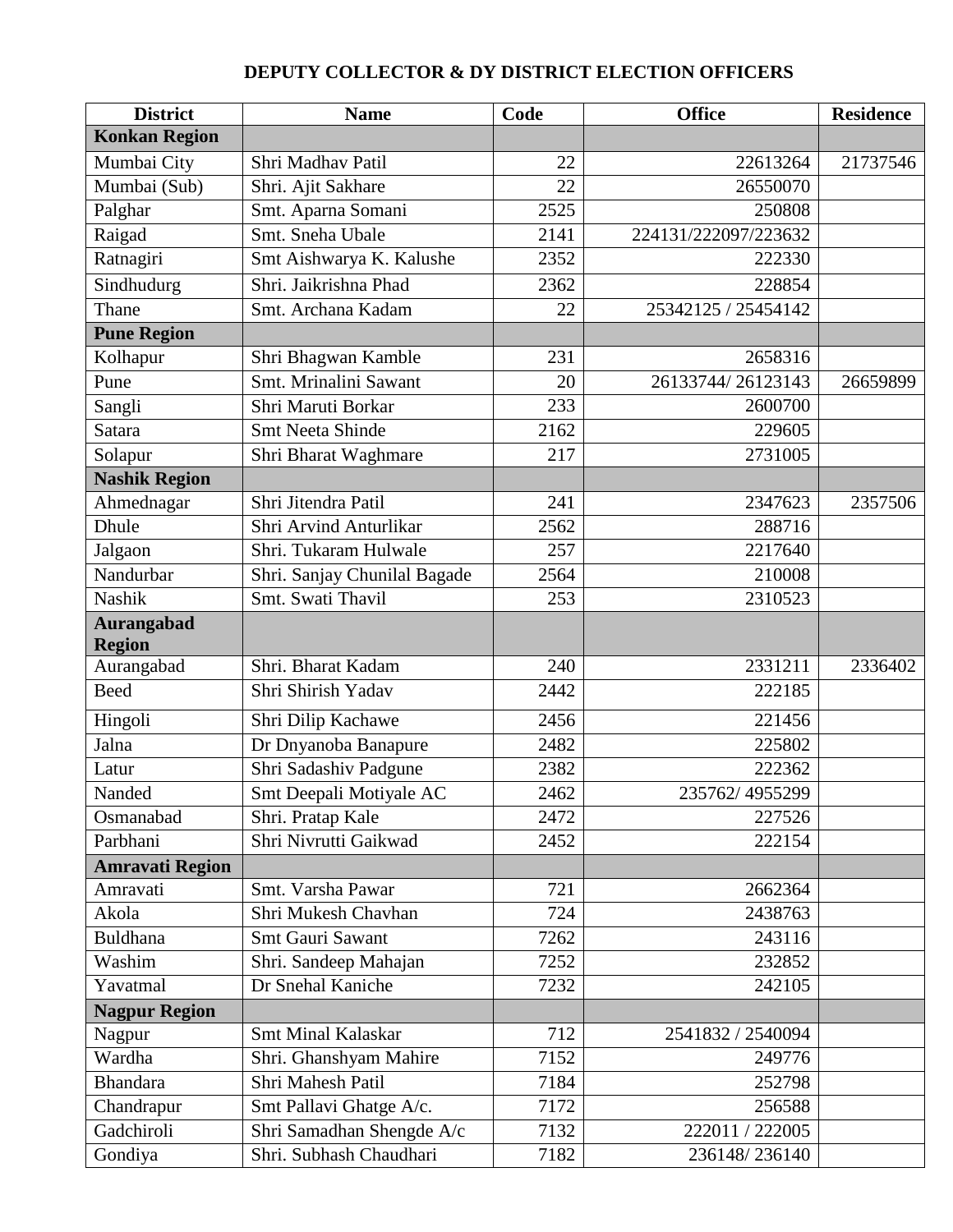## DEPUTY COLLECTOR & DY DISTRICT ELECTION OFFICERS

| District | Name | Code | Office | Residence |
|---|---|---|---|---|
| **Konkan Region** | | | | |
| Mumbai City | Shri Madhav Patil | 22 | 22613264 | 21737546 |
| Mumbai (Sub) | Shri. Ajit Sakhare | 22 | 26550070 | |
| Palghar | Smt. Aparna Somani | 2525 | 250808 | |
| Raigad | Smt. Sneha Ubale | 2141 | 224131/222097/223632 | |
| Ratnagiri | Smt Aishwarya K. Kalushe | 2352 | 222330 | |
| Sindhudurg | Shri. Jaikrishna Phad | 2362 | 228854 | |
| Thane | Smt. Archana Kadam | 22 | 25342125 / 25454142 | |
| **Pune Region** | | | | |
| Kolhapur | Shri Bhagwan Kamble | 231 | 2658316 | |
| Pune | Smt. Mrinalini Sawant | 20 | 26133744/ 26123143 | 26659899 |
| Sangli | Shri Maruti Borkar | 233 | 2600700 | |
| Satara | Smt Neeta Shinde | 2162 | 229605 | |
| Solapur | Shri Bharat Waghmare | 217 | 2731005 | |
| **Nashik Region** | | | | |
| Ahmednagar | Shri Jitendra Patil | 241 | 2347623 | 2357506 |
| Dhule | Shri Arvind Anturlikar | 2562 | 288716 | |
| Jalgaon | Shri. Tukaram Hulwale | 257 | 2217640 | |
| Nandurbar | Shri. Sanjay Chunilal Bagade | 2564 | 210008 | |
| Nashik | Smt. Swati Thavil | 253 | 2310523 | |
| **Aurangabad Region** | | | | |
| Aurangabad | Shri. Bharat Kadam | 240 | 2331211 | 2336402 |
| Beed | Shri Shirish Yadav | 2442 | 222185 | |
| Hingoli | Shri Dilip Kachawe | 2456 | 221456 | |
| Jalna | Dr Dnyanoba Banapure | 2482 | 225802 | |
| Latur | Shri Sadashiv Padgune | 2382 | 222362 | |
| Nanded | Smt Deepali Motiyale AC | 2462 | 235762/ 4955299 | |
| Osmanabad | Shri. Pratap Kale | 2472 | 227526 | |
| Parbhani | Shri Nivrutti Gaikwad | 2452 | 222154 | |
| **Amravati Region** | | | | |
| Amravati | Smt. Varsha Pawar | 721 | 2662364 | |
| Akola | Shri Mukesh Chavhan | 724 | 2438763 | |
| Buldhana | Smt Gauri Sawant | 7262 | 243116 | |
| Washim | Shri. Sandeep Mahajan | 7252 | 232852 | |
| Yavatmal | Dr Snehal Kaniche | 7232 | 242105 | |
| **Nagpur Region** | | | | |
| Nagpur | Smt Minal Kalaskar | 712 | 2541832 / 2540094 | |
| Wardha | Shri. Ghanshyam Mahire | 7152 | 249776 | |
| Bhandara | Shri Mahesh Patil | 7184 | 252798 | |
| Chandrapur | Smt Pallavi Ghatge A/c. | 7172 | 256588 | |
| Gadchiroli | Shri Samadhan Shengde A/c | 7132 | 222011 / 222005 | |
| Gondiya | Shri. Subhash Chaudhari | 7182 | 236148/ 236140 | |